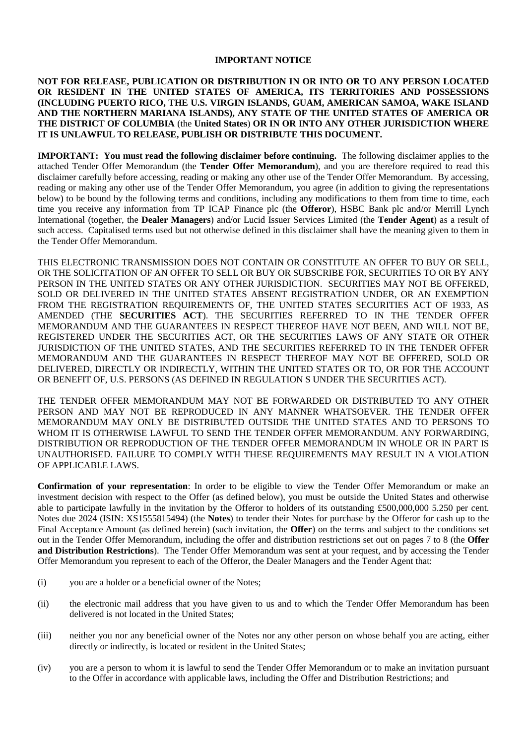**IMPORTANT NOTICE**

**NOT FOR RELEASE, PUBLICATION OR DISTRIBUTION IN OR INTO OR TO ANY PERSON LOCATED OR RESIDENT IN THE UNITED STATES OF AMERICA, ITS TERRITORIES AND POSSESSIONS (INCLUDING PUERTO RICO, THE U.S. VIRGIN ISLANDS, GUAM, AMERICAN SAMOA, WAKE ISLAND AND THE NORTHERN MARIANA ISLANDS), ANY STATE OF THE UNITED STATES OF AMERICA OR THE DISTRICT OF COLUMBIA** (the **United States**) **OR IN OR INTO ANY OTHER JURISDICTION WHERE IT IS UNLAWFUL TO RELEASE, PUBLISH OR DISTRIBUTE THIS DOCUMENT.**

**IMPORTANT: You must read the following disclaimer before continuing.** The following disclaimer applies to the attached Tender Offer Memorandum (the **Tender Offer Memorandum**), and you are therefore required to read this disclaimer carefully before accessing, reading or making any other use of the Tender Offer Memorandum. By accessing, reading or making any other use of the Tender Offer Memorandum, you agree (in addition to giving the representations below) to be bound by the following terms and conditions, including any modifications to them from time to time, each time you receive any information from TP ICAP Finance plc (the **Offeror**), HSBC Bank plc and/or Merrill Lynch International (together, the **Dealer Managers**) and/or Lucid Issuer Services Limited (the **Tender Agent**) as a result of such access. Capitalised terms used but not otherwise defined in this disclaimer shall have the meaning given to them in the Tender Offer Memorandum.

THIS ELECTRONIC TRANSMISSION DOES NOT CONTAIN OR CONSTITUTE AN OFFER TO BUY OR SELL, OR THE SOLICITATION OF AN OFFER TO SELL OR BUY OR SUBSCRIBE FOR, SECURITIES TO OR BY ANY PERSON IN THE UNITED STATES OR ANY OTHER JURISDICTION. SECURITIES MAY NOT BE OFFERED, SOLD OR DELIVERED IN THE UNITED STATES ABSENT REGISTRATION UNDER, OR AN EXEMPTION FROM THE REGISTRATION REQUIREMENTS OF, THE UNITED STATES SECURITIES ACT OF 1933, AS AMENDED (THE **SECURITIES ACT**). THE SECURITIES REFERRED TO IN THE TENDER OFFER MEMORANDUM AND THE GUARANTEES IN RESPECT THEREOF HAVE NOT BEEN, AND WILL NOT BE, REGISTERED UNDER THE SECURITIES ACT, OR THE SECURITIES LAWS OF ANY STATE OR OTHER JURISDICTION OF THE UNITED STATES, AND THE SECURITIES REFERRED TO IN THE TENDER OFFER MEMORANDUM AND THE GUARANTEES IN RESPECT THEREOF MAY NOT BE OFFERED, SOLD OR DELIVERED, DIRECTLY OR INDIRECTLY, WITHIN THE UNITED STATES OR TO, OR FOR THE ACCOUNT OR BENEFIT OF, U.S. PERSONS (AS DEFINED IN REGULATION S UNDER THE SECURITIES ACT).

THE TENDER OFFER MEMORANDUM MAY NOT BE FORWARDED OR DISTRIBUTED TO ANY OTHER PERSON AND MAY NOT BE REPRODUCED IN ANY MANNER WHATSOEVER. THE TENDER OFFER MEMORANDUM MAY ONLY BE DISTRIBUTED OUTSIDE THE UNITED STATES AND TO PERSONS TO WHOM IT IS OTHERWISE LAWFUL TO SEND THE TENDER OFFER MEMORANDUM. ANY FORWARDING, DISTRIBUTION OR REPRODUCTION OF THE TENDER OFFER MEMORANDUM IN WHOLE OR IN PART IS UNAUTHORISED. FAILURE TO COMPLY WITH THESE REQUIREMENTS MAY RESULT IN A VIOLATION OF APPLICABLE LAWS.

**Confirmation of your representation**: In order to be eligible to view the Tender Offer Memorandum or make an investment decision with respect to the Offer (as defined below), you must be outside the United States and otherwise able to participate lawfully in the invitation by the Offeror to holders of its outstanding £500,000,000 5.250 per cent. Notes due 2024 (ISIN: XS1555815494) (the **Notes**) to tender their Notes for purchase by the Offeror for cash up to the Final Acceptance Amount (as defined herein) (such invitation, the **Offer**) on the terms and subject to the conditions set out in the Tender Offer Memorandum, including the offer and distribution restrictions set out on pages 7 to 8 (the **Offer and Distribution Restrictions**). The Tender Offer Memorandum was sent at your request, and by accessing the Tender Offer Memorandum you represent to each of the Offeror, the Dealer Managers and the Tender Agent that:

(i) you are a holder or a beneficial owner of the Notes;

(ii) the electronic mail address that you have given to us and to which the Tender Offer Memorandum has been delivered is not located in the United States;

(iii) neither you nor any beneficial owner of the Notes nor any other person on whose behalf you are acting, either directly or indirectly, is located or resident in the United States;

(iv) you are a person to whom it is lawful to send the Tender Offer Memorandum or to make an invitation pursuant to the Offer in accordance with applicable laws, including the Offer and Distribution Restrictions; and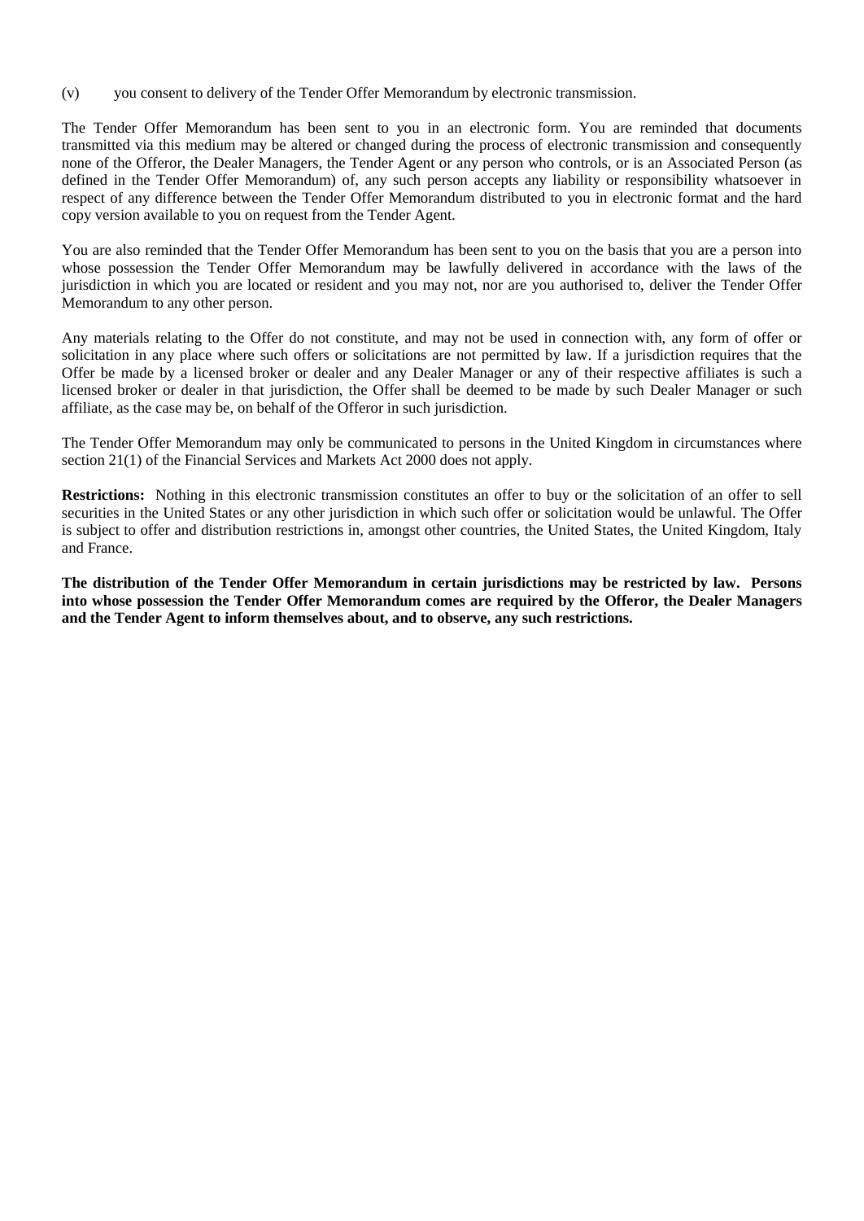(v) you consent to delivery of the Tender Offer Memorandum by electronic transmission.

The Tender Offer Memorandum has been sent to you in an electronic form. You are reminded that documents transmitted via this medium may be altered or changed during the process of electronic transmission and consequently none of the Offeror, the Dealer Managers, the Tender Agent or any person who controls, or is an Associated Person (as defined in the Tender Offer Memorandum) of, any such person accepts any liability or responsibility whatsoever in respect of any difference between the Tender Offer Memorandum distributed to you in electronic format and the hard copy version available to you on request from the Tender Agent.

You are also reminded that the Tender Offer Memorandum has been sent to you on the basis that you are a person into whose possession the Tender Offer Memorandum may be lawfully delivered in accordance with the laws of the jurisdiction in which you are located or resident and you may not, nor are you authorised to, deliver the Tender Offer Memorandum to any other person.

Any materials relating to the Offer do not constitute, and may not be used in connection with, any form of offer or solicitation in any place where such offers or solicitations are not permitted by law. If a jurisdiction requires that the Offer be made by a licensed broker or dealer and any Dealer Manager or any of their respective affiliates is such a licensed broker or dealer in that jurisdiction, the Offer shall be deemed to be made by such Dealer Manager or such affiliate, as the case may be, on behalf of the Offeror in such jurisdiction.

The Tender Offer Memorandum may only be communicated to persons in the United Kingdom in circumstances where section 21(1) of the Financial Services and Markets Act 2000 does not apply.

**Restrictions:** Nothing in this electronic transmission constitutes an offer to buy or the solicitation of an offer to sell securities in the United States or any other jurisdiction in which such offer or solicitation would be unlawful. The Offer is subject to offer and distribution restrictions in, amongst other countries, the United States, the United Kingdom, Italy and France.

**The distribution of the Tender Offer Memorandum in certain jurisdictions may be restricted by law. Persons into whose possession the Tender Offer Memorandum comes are required by the Offeror, the Dealer Managers and the Tender Agent to inform themselves about, and to observe, any such restrictions.**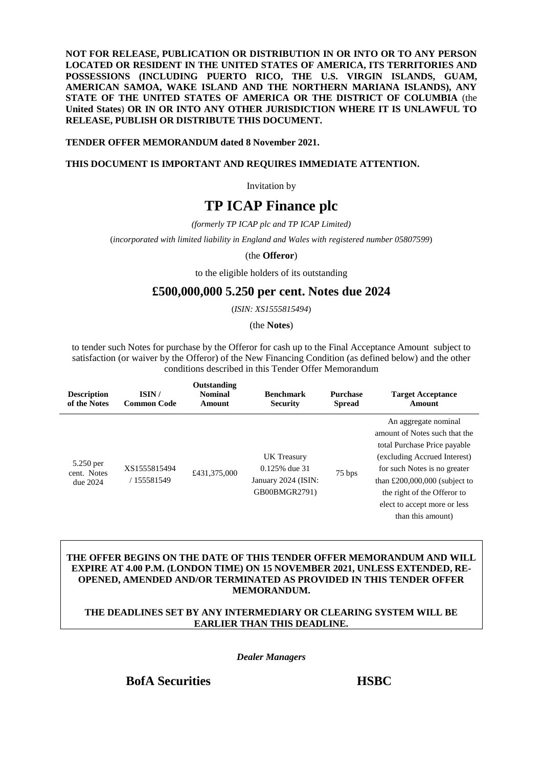**NOT FOR RELEASE, PUBLICATION OR DISTRIBUTION IN OR INTO OR TO ANY PERSON LOCATED OR RESIDENT IN THE UNITED STATES OF AMERICA, ITS TERRITORIES AND POSSESSIONS (INCLUDING PUERTO RICO, THE U.S. VIRGIN ISLANDS, GUAM, AMERICAN SAMOA, WAKE ISLAND AND THE NORTHERN MARIANA ISLANDS), ANY STATE OF THE UNITED STATES OF AMERICA OR THE DISTRICT OF COLUMBIA** (the **United States**) **OR IN OR INTO ANY OTHER JURISDICTION WHERE IT IS UNLAWFUL TO RELEASE, PUBLISH OR DISTRIBUTE THIS DOCUMENT.**

**TENDER OFFER MEMORANDUM dated 8 November 2021.**

**THIS DOCUMENT IS IMPORTANT AND REQUIRES IMMEDIATE ATTENTION.**

Invitation by

# TP ICAP Finance plc

*(formerly TP ICAP plc and TP ICAP Limited)*

(*incorporated with limited liability in England and Wales with registered number 05807599*)

(the **Offeror**)

to the eligible holders of its outstanding

## £500,000,000 5.250 per cent. Notes due 2024

(*ISIN: XS1555815494*)

(the **Notes**)

to tender such Notes for purchase by the Offeror for cash up to the Final Acceptance Amount subject to satisfaction (or waiver by the Offeror) of the New Financing Condition (as defined below) and the other conditions described in this Tender Offer Memorandum

| Description of the Notes | ISIN / Common Code | Outstanding Nominal Amount | Benchmark Security | Purchase Spread | Target Acceptance Amount |
|---|---|---|---|---|---|
| 5.250 per cent. Notes due 2024 | XS1555815494 / 155581549 | £431,375,000 | UK Treasury 0.125% due 31 January 2024 (ISIN: GB00BMGR2791) | 75 bps | An aggregate nominal amount of Notes such that the total Purchase Price payable (excluding Accrued Interest) for such Notes is no greater than £200,000,000 (subject to the right of the Offeror to elect to accept more or less than this amount) |

**THE OFFER BEGINS ON THE DATE OF THIS TENDER OFFER MEMORANDUM AND WILL EXPIRE AT 4.00 P.M. (LONDON TIME) ON 15 NOVEMBER 2021, UNLESS EXTENDED, RE-OPENED, AMENDED AND/OR TERMINATED AS PROVIDED IN THIS TENDER OFFER MEMORANDUM.**

**THE DEADLINES SET BY ANY INTERMEDIARY OR CLEARING SYSTEM WILL BE EARLIER THAN THIS DEADLINE.**

***Dealer Managers***

**BofA Securities** **HSBC**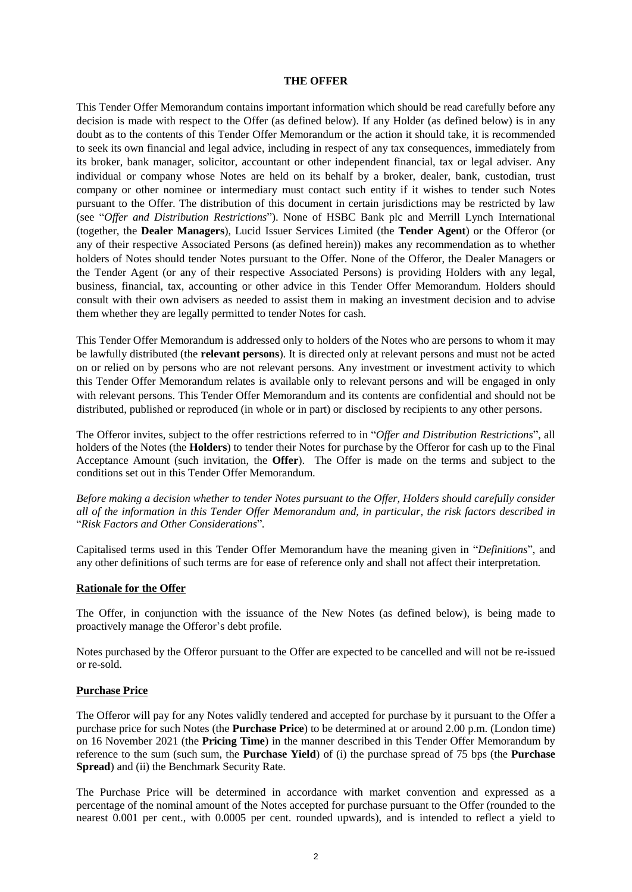# THE OFFER

This Tender Offer Memorandum contains important information which should be read carefully before any decision is made with respect to the Offer (as defined below). If any Holder (as defined below) is in any doubt as to the contents of this Tender Offer Memorandum or the action it should take, it is recommended to seek its own financial and legal advice, including in respect of any tax consequences, immediately from its broker, bank manager, solicitor, accountant or other independent financial, tax or legal adviser. Any individual or company whose Notes are held on its behalf by a broker, dealer, bank, custodian, trust company or other nominee or intermediary must contact such entity if it wishes to tender such Notes pursuant to the Offer. The distribution of this document in certain jurisdictions may be restricted by law (see "*Offer and Distribution Restrictions*"). None of HSBC Bank plc and Merrill Lynch International (together, the **Dealer Managers**), Lucid Issuer Services Limited (the **Tender Agent**) or the Offeror (or any of their respective Associated Persons (as defined herein)) makes any recommendation as to whether holders of Notes should tender Notes pursuant to the Offer. None of the Offeror, the Dealer Managers or the Tender Agent (or any of their respective Associated Persons) is providing Holders with any legal, business, financial, tax, accounting or other advice in this Tender Offer Memorandum. Holders should consult with their own advisers as needed to assist them in making an investment decision and to advise them whether they are legally permitted to tender Notes for cash.

This Tender Offer Memorandum is addressed only to holders of the Notes who are persons to whom it may be lawfully distributed (the **relevant persons**). It is directed only at relevant persons and must not be acted on or relied on by persons who are not relevant persons. Any investment or investment activity to which this Tender Offer Memorandum relates is available only to relevant persons and will be engaged in only with relevant persons. This Tender Offer Memorandum and its contents are confidential and should not be distributed, published or reproduced (in whole or in part) or disclosed by recipients to any other persons.

The Offeror invites, subject to the offer restrictions referred to in "*Offer and Distribution Restrictions*", all holders of the Notes (the **Holders**) to tender their Notes for purchase by the Offeror for cash up to the Final Acceptance Amount (such invitation, the **Offer**). The Offer is made on the terms and subject to the conditions set out in this Tender Offer Memorandum.

*Before making a decision whether to tender Notes pursuant to the Offer, Holders should carefully consider all of the information in this Tender Offer Memorandum and, in particular, the risk factors described in* "*Risk Factors and Other Considerations*".

Capitalised terms used in this Tender Offer Memorandum have the meaning given in "*Definitions*", and any other definitions of such terms are for ease of reference only and shall not affect their interpretation.

## Rationale for the Offer

The Offer, in conjunction with the issuance of the New Notes (as defined below), is being made to proactively manage the Offeror's debt profile.

Notes purchased by the Offeror pursuant to the Offer are expected to be cancelled and will not be re-issued or re-sold.

## Purchase Price

The Offeror will pay for any Notes validly tendered and accepted for purchase by it pursuant to the Offer a purchase price for such Notes (the **Purchase Price**) to be determined at or around 2.00 p.m. (London time) on 16 November 2021 (the **Pricing Time**) in the manner described in this Tender Offer Memorandum by reference to the sum (such sum, the **Purchase Yield**) of (i) the purchase spread of 75 bps (the **Purchase Spread**) and (ii) the Benchmark Security Rate.

The Purchase Price will be determined in accordance with market convention and expressed as a percentage of the nominal amount of the Notes accepted for purchase pursuant to the Offer (rounded to the nearest 0.001 per cent., with 0.0005 per cent. rounded upwards), and is intended to reflect a yield to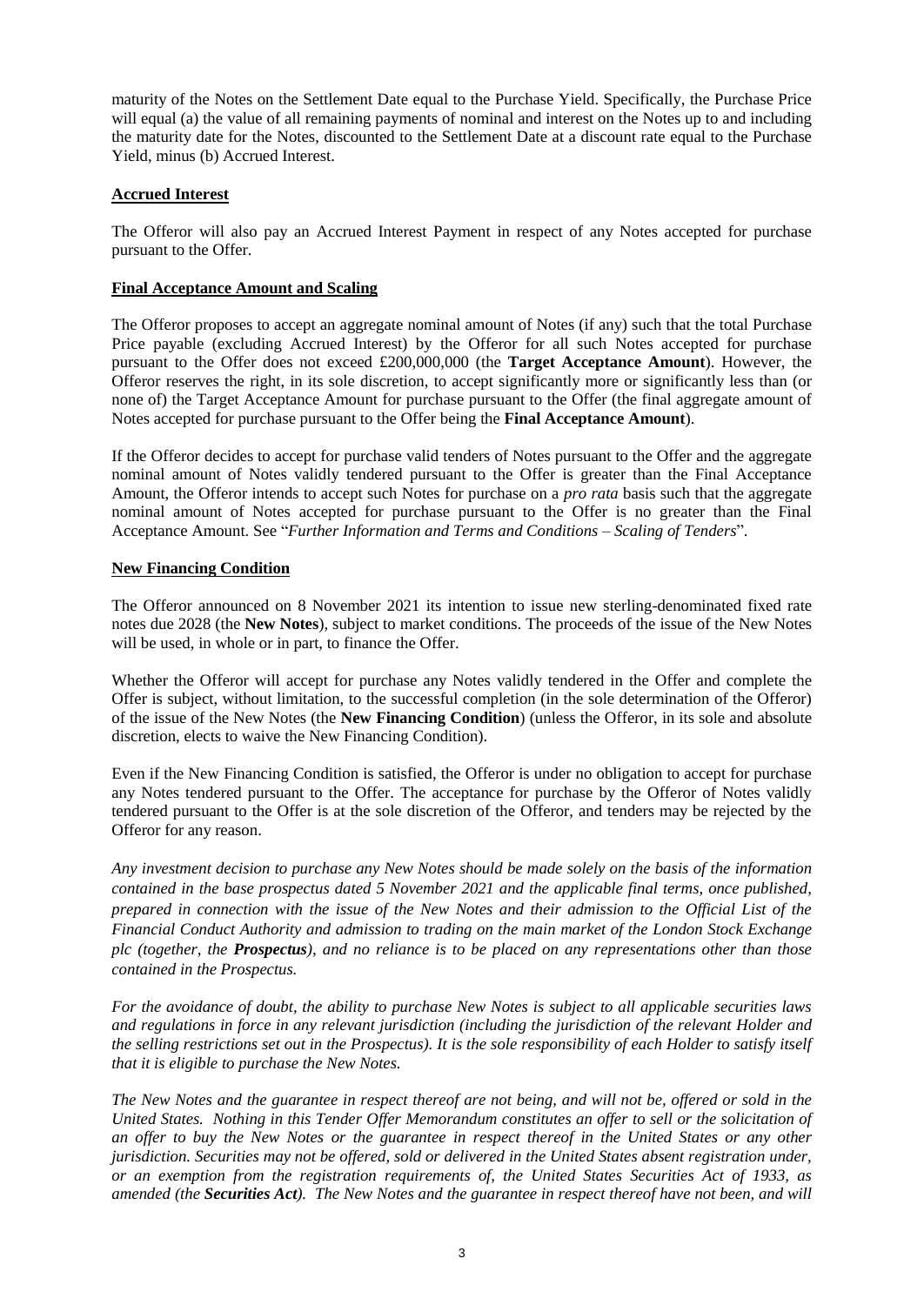maturity of the Notes on the Settlement Date equal to the Purchase Yield. Specifically, the Purchase Price will equal (a) the value of all remaining payments of nominal and interest on the Notes up to and including the maturity date for the Notes, discounted to the Settlement Date at a discount rate equal to the Purchase Yield, minus (b) Accrued Interest.

**Accrued Interest**

The Offeror will also pay an Accrued Interest Payment in respect of any Notes accepted for purchase pursuant to the Offer.

**Final Acceptance Amount and Scaling**

The Offeror proposes to accept an aggregate nominal amount of Notes (if any) such that the total Purchase Price payable (excluding Accrued Interest) by the Offeror for all such Notes accepted for purchase pursuant to the Offer does not exceed £200,000,000 (the **Target Acceptance Amount**). However, the Offeror reserves the right, in its sole discretion, to accept significantly more or significantly less than (or none of) the Target Acceptance Amount for purchase pursuant to the Offer (the final aggregate amount of Notes accepted for purchase pursuant to the Offer being the **Final Acceptance Amount**).

If the Offeror decides to accept for purchase valid tenders of Notes pursuant to the Offer and the aggregate nominal amount of Notes validly tendered pursuant to the Offer is greater than the Final Acceptance Amount, the Offeror intends to accept such Notes for purchase on a *pro rata* basis such that the aggregate nominal amount of Notes accepted for purchase pursuant to the Offer is no greater than the Final Acceptance Amount. See "*Further Information and Terms and Conditions – Scaling of Tenders*".

**New Financing Condition**

The Offeror announced on 8 November 2021 its intention to issue new sterling-denominated fixed rate notes due 2028 (the **New Notes**), subject to market conditions. The proceeds of the issue of the New Notes will be used, in whole or in part, to finance the Offer.

Whether the Offeror will accept for purchase any Notes validly tendered in the Offer and complete the Offer is subject, without limitation, to the successful completion (in the sole determination of the Offeror) of the issue of the New Notes (the **New Financing Condition**) (unless the Offeror, in its sole and absolute discretion, elects to waive the New Financing Condition).

Even if the New Financing Condition is satisfied, the Offeror is under no obligation to accept for purchase any Notes tendered pursuant to the Offer. The acceptance for purchase by the Offeror of Notes validly tendered pursuant to the Offer is at the sole discretion of the Offeror, and tenders may be rejected by the Offeror for any reason.

*Any investment decision to purchase any New Notes should be made solely on the basis of the information contained in the base prospectus dated 5 November 2021 and the applicable final terms, once published, prepared in connection with the issue of the New Notes and their admission to the Official List of the Financial Conduct Authority and admission to trading on the main market of the London Stock Exchange plc (together, the **Prospectus**), and no reliance is to be placed on any representations other than those contained in the Prospectus.*

*For the avoidance of doubt, the ability to purchase New Notes is subject to all applicable securities laws and regulations in force in any relevant jurisdiction (including the jurisdiction of the relevant Holder and the selling restrictions set out in the Prospectus). It is the sole responsibility of each Holder to satisfy itself that it is eligible to purchase the New Notes.*

*The New Notes and the guarantee in respect thereof are not being, and will not be, offered or sold in the United States. Nothing in this Tender Offer Memorandum constitutes an offer to sell or the solicitation of an offer to buy the New Notes or the guarantee in respect thereof in the United States or any other jurisdiction. Securities may not be offered, sold or delivered in the United States absent registration under, or an exemption from the registration requirements of, the United States Securities Act of 1933, as amended (the **Securities Act**). The New Notes and the guarantee in respect thereof have not been, and will*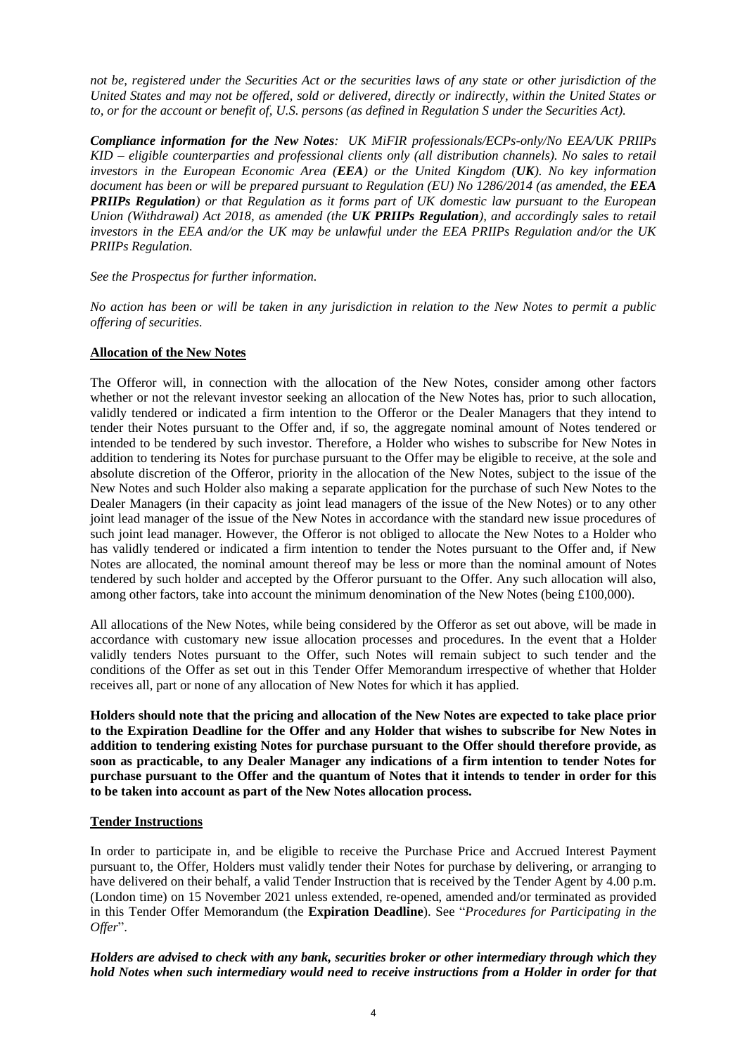*not be, registered under the Securities Act or the securities laws of any state or other jurisdiction of the United States and may not be offered, sold or delivered, directly or indirectly, within the United States or to, or for the account or benefit of, U.S. persons (as defined in Regulation S under the Securities Act).*

***Compliance information for the New Notes**: UK MiFIR professionals/ECPs-only/No EEA/UK PRIIPs KID – eligible counterparties and professional clients only (all distribution channels). No sales to retail investors in the European Economic Area (**EEA**) or the United Kingdom (**UK**). No key information document has been or will be prepared pursuant to Regulation (EU) No 1286/2014 (as amended, the **EEA PRIIPs Regulation**) or that Regulation as it forms part of UK domestic law pursuant to the European Union (Withdrawal) Act 2018, as amended (the **UK PRIIPs Regulation**), and accordingly sales to retail investors in the EEA and/or the UK may be unlawful under the EEA PRIIPs Regulation and/or the UK PRIIPs Regulation.*

*See the Prospectus for further information.*

*No action has been or will be taken in any jurisdiction in relation to the New Notes to permit a public offering of securities.*

**Allocation of the New Notes**

The Offeror will, in connection with the allocation of the New Notes, consider among other factors whether or not the relevant investor seeking an allocation of the New Notes has, prior to such allocation, validly tendered or indicated a firm intention to the Offeror or the Dealer Managers that they intend to tender their Notes pursuant to the Offer and, if so, the aggregate nominal amount of Notes tendered or intended to be tendered by such investor. Therefore, a Holder who wishes to subscribe for New Notes in addition to tendering its Notes for purchase pursuant to the Offer may be eligible to receive, at the sole and absolute discretion of the Offeror, priority in the allocation of the New Notes, subject to the issue of the New Notes and such Holder also making a separate application for the purchase of such New Notes to the Dealer Managers (in their capacity as joint lead managers of the issue of the New Notes) or to any other joint lead manager of the issue of the New Notes in accordance with the standard new issue procedures of such joint lead manager. However, the Offeror is not obliged to allocate the New Notes to a Holder who has validly tendered or indicated a firm intention to tender the Notes pursuant to the Offer and, if New Notes are allocated, the nominal amount thereof may be less or more than the nominal amount of Notes tendered by such holder and accepted by the Offeror pursuant to the Offer. Any such allocation will also, among other factors, take into account the minimum denomination of the New Notes (being £100,000).

All allocations of the New Notes, while being considered by the Offeror as set out above, will be made in accordance with customary new issue allocation processes and procedures. In the event that a Holder validly tenders Notes pursuant to the Offer, such Notes will remain subject to such tender and the conditions of the Offer as set out in this Tender Offer Memorandum irrespective of whether that Holder receives all, part or none of any allocation of New Notes for which it has applied.

**Holders should note that the pricing and allocation of the New Notes are expected to take place prior to the Expiration Deadline for the Offer and any Holder that wishes to subscribe for New Notes in addition to tendering existing Notes for purchase pursuant to the Offer should therefore provide, as soon as practicable, to any Dealer Manager any indications of a firm intention to tender Notes for purchase pursuant to the Offer and the quantum of Notes that it intends to tender in order for this to be taken into account as part of the New Notes allocation process.**

**Tender Instructions**

In order to participate in, and be eligible to receive the Purchase Price and Accrued Interest Payment pursuant to, the Offer, Holders must validly tender their Notes for purchase by delivering, or arranging to have delivered on their behalf, a valid Tender Instruction that is received by the Tender Agent by 4.00 p.m. (London time) on 15 November 2021 unless extended, re-opened, amended and/or terminated as provided in this Tender Offer Memorandum (the **Expiration Deadline**). See "*Procedures for Participating in the Offer*".

***Holders are advised to check with any bank, securities broker or other intermediary through which they hold Notes when such intermediary would need to receive instructions from a Holder in order for that***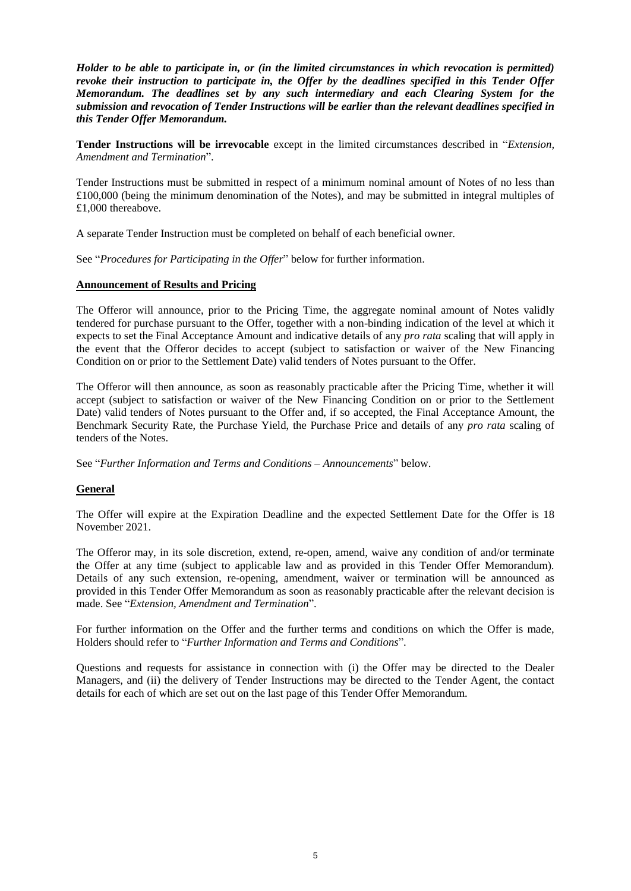***Holder to be able to participate in, or (in the limited circumstances in which revocation is permitted) revoke their instruction to participate in, the Offer by the deadlines specified in this Tender Offer Memorandum. The deadlines set by any such intermediary and each Clearing System for the submission and revocation of Tender Instructions will be earlier than the relevant deadlines specified in this Tender Offer Memorandum.***

**Tender Instructions will be irrevocable** except in the limited circumstances described in "*Extension, Amendment and Termination*".

Tender Instructions must be submitted in respect of a minimum nominal amount of Notes of no less than £100,000 (being the minimum denomination of the Notes), and may be submitted in integral multiples of £1,000 thereabove.

A separate Tender Instruction must be completed on behalf of each beneficial owner.

See "*Procedures for Participating in the Offer*" below for further information.

**Announcement of Results and Pricing**

The Offeror will announce, prior to the Pricing Time, the aggregate nominal amount of Notes validly tendered for purchase pursuant to the Offer, together with a non-binding indication of the level at which it expects to set the Final Acceptance Amount and indicative details of any *pro rata* scaling that will apply in the event that the Offeror decides to accept (subject to satisfaction or waiver of the New Financing Condition on or prior to the Settlement Date) valid tenders of Notes pursuant to the Offer.

The Offeror will then announce, as soon as reasonably practicable after the Pricing Time, whether it will accept (subject to satisfaction or waiver of the New Financing Condition on or prior to the Settlement Date) valid tenders of Notes pursuant to the Offer and, if so accepted, the Final Acceptance Amount, the Benchmark Security Rate, the Purchase Yield, the Purchase Price and details of any *pro rata* scaling of tenders of the Notes.

See "*Further Information and Terms and Conditions – Announcements*" below.

**General**

The Offer will expire at the Expiration Deadline and the expected Settlement Date for the Offer is 18 November 2021.

The Offeror may, in its sole discretion, extend, re-open, amend, waive any condition of and/or terminate the Offer at any time (subject to applicable law and as provided in this Tender Offer Memorandum). Details of any such extension, re-opening, amendment, waiver or termination will be announced as provided in this Tender Offer Memorandum as soon as reasonably practicable after the relevant decision is made. See "*Extension, Amendment and Termination*".

For further information on the Offer and the further terms and conditions on which the Offer is made, Holders should refer to "*Further Information and Terms and Conditions*".

Questions and requests for assistance in connection with (i) the Offer may be directed to the Dealer Managers, and (ii) the delivery of Tender Instructions may be directed to the Tender Agent, the contact details for each of which are set out on the last page of this Tender Offer Memorandum.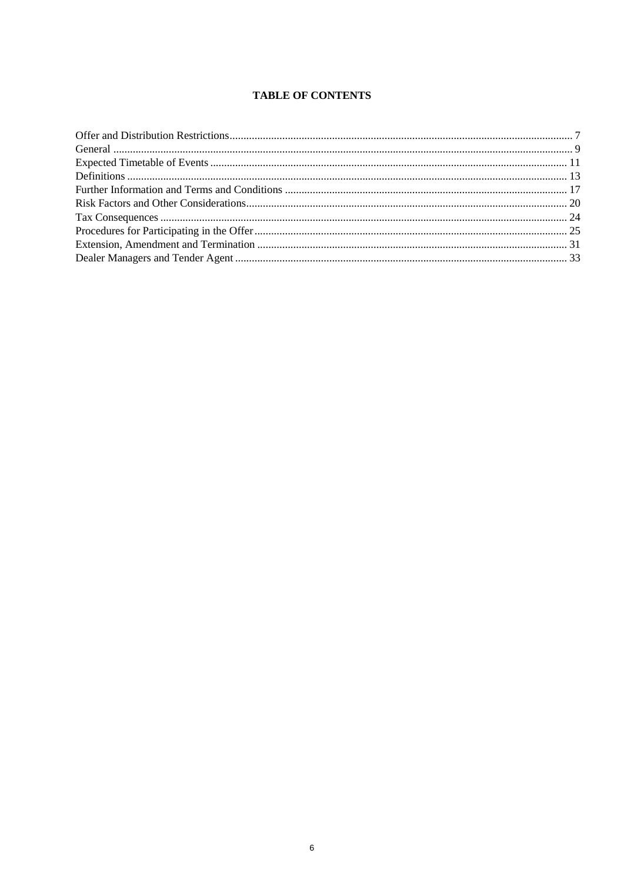## TABLE OF CONTENTS

| | |
|---|---|
| Offer and Distribution Restrictions | 7 |
| General | 9 |
| Expected Timetable of Events | 11 |
| Definitions | 13 |
| Further Information and Terms and Conditions | 17 |
| Risk Factors and Other Considerations | 20 |
| Tax Consequences | 24 |
| Procedures for Participating in the Offer | 25 |
| Extension, Amendment and Termination | 31 |
| Dealer Managers and Tender Agent | 33 |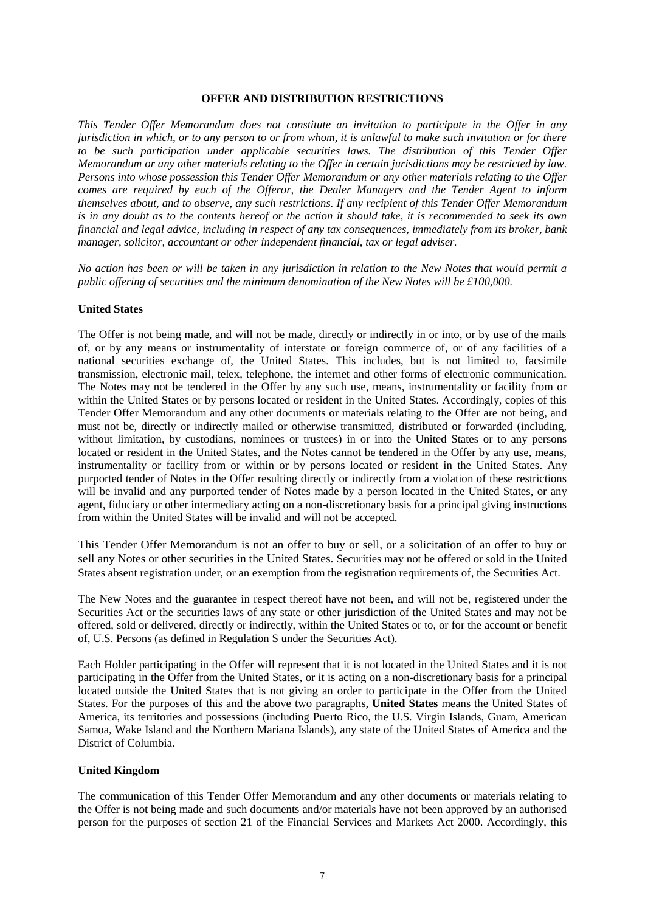## OFFER AND DISTRIBUTION RESTRICTIONS

*This Tender Offer Memorandum does not constitute an invitation to participate in the Offer in any jurisdiction in which, or to any person to or from whom, it is unlawful to make such invitation or for there to be such participation under applicable securities laws. The distribution of this Tender Offer Memorandum or any other materials relating to the Offer in certain jurisdictions may be restricted by law. Persons into whose possession this Tender Offer Memorandum or any other materials relating to the Offer comes are required by each of the Offeror, the Dealer Managers and the Tender Agent to inform themselves about, and to observe, any such restrictions. If any recipient of this Tender Offer Memorandum is in any doubt as to the contents hereof or the action it should take, it is recommended to seek its own financial and legal advice, including in respect of any tax consequences, immediately from its broker, bank manager, solicitor, accountant or other independent financial, tax or legal adviser.*

*No action has been or will be taken in any jurisdiction in relation to the New Notes that would permit a public offering of securities and the minimum denomination of the New Notes will be £100,000.*

### United States

The Offer is not being made, and will not be made, directly or indirectly in or into, or by use of the mails of, or by any means or instrumentality of interstate or foreign commerce of, or of any facilities of a national securities exchange of, the United States. This includes, but is not limited to, facsimile transmission, electronic mail, telex, telephone, the internet and other forms of electronic communication. The Notes may not be tendered in the Offer by any such use, means, instrumentality or facility from or within the United States or by persons located or resident in the United States. Accordingly, copies of this Tender Offer Memorandum and any other documents or materials relating to the Offer are not being, and must not be, directly or indirectly mailed or otherwise transmitted, distributed or forwarded (including, without limitation, by custodians, nominees or trustees) in or into the United States or to any persons located or resident in the United States, and the Notes cannot be tendered in the Offer by any use, means, instrumentality or facility from or within or by persons located or resident in the United States. Any purported tender of Notes in the Offer resulting directly or indirectly from a violation of these restrictions will be invalid and any purported tender of Notes made by a person located in the United States, or any agent, fiduciary or other intermediary acting on a non-discretionary basis for a principal giving instructions from within the United States will be invalid and will not be accepted.

This Tender Offer Memorandum is not an offer to buy or sell, or a solicitation of an offer to buy or sell any Notes or other securities in the United States. Securities may not be offered or sold in the United States absent registration under, or an exemption from the registration requirements of, the Securities Act.

The New Notes and the guarantee in respect thereof have not been, and will not be, registered under the Securities Act or the securities laws of any state or other jurisdiction of the United States and may not be offered, sold or delivered, directly or indirectly, within the United States or to, or for the account or benefit of, U.S. Persons (as defined in Regulation S under the Securities Act).

Each Holder participating in the Offer will represent that it is not located in the United States and it is not participating in the Offer from the United States, or it is acting on a non-discretionary basis for a principal located outside the United States that is not giving an order to participate in the Offer from the United States. For the purposes of this and the above two paragraphs, **United States** means the United States of America, its territories and possessions (including Puerto Rico, the U.S. Virgin Islands, Guam, American Samoa, Wake Island and the Northern Mariana Islands), any state of the United States of America and the District of Columbia.

### United Kingdom

The communication of this Tender Offer Memorandum and any other documents or materials relating to the Offer is not being made and such documents and/or materials have not been approved by an authorised person for the purposes of section 21 of the Financial Services and Markets Act 2000. Accordingly, this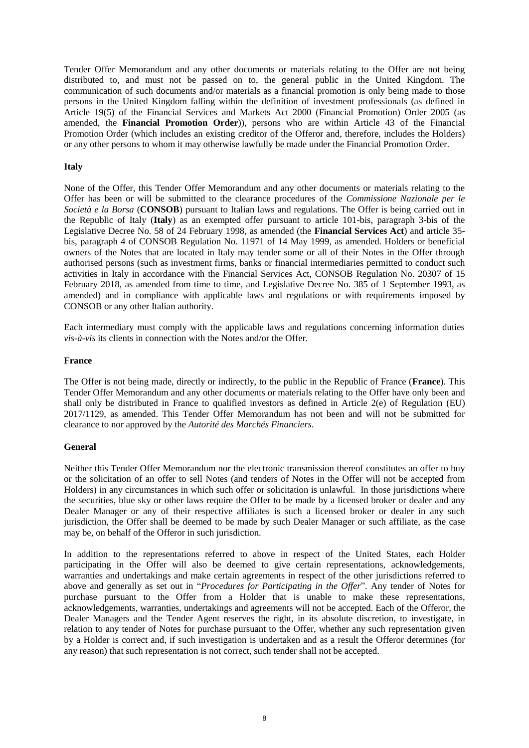Tender Offer Memorandum and any other documents or materials relating to the Offer are not being distributed to, and must not be passed on to, the general public in the United Kingdom. The communication of such documents and/or materials as a financial promotion is only being made to those persons in the United Kingdom falling within the definition of investment professionals (as defined in Article 19(5) of the Financial Services and Markets Act 2000 (Financial Promotion) Order 2005 (as amended, the **Financial Promotion Order**)), persons who are within Article 43 of the Financial Promotion Order (which includes an existing creditor of the Offeror and, therefore, includes the Holders) or any other persons to whom it may otherwise lawfully be made under the Financial Promotion Order.

**Italy**

None of the Offer, this Tender Offer Memorandum and any other documents or materials relating to the Offer has been or will be submitted to the clearance procedures of the *Commissione Nazionale per le Società e la Borsa* (**CONSOB**) pursuant to Italian laws and regulations. The Offer is being carried out in the Republic of Italy (**Italy**) as an exempted offer pursuant to article 101-bis, paragraph 3-bis of the Legislative Decree No. 58 of 24 February 1998, as amended (the **Financial Services Act**) and article 35-bis, paragraph 4 of CONSOB Regulation No. 11971 of 14 May 1999, as amended. Holders or beneficial owners of the Notes that are located in Italy may tender some or all of their Notes in the Offer through authorised persons (such as investment firms, banks or financial intermediaries permitted to conduct such activities in Italy in accordance with the Financial Services Act, CONSOB Regulation No. 20307 of 15 February 2018, as amended from time to time, and Legislative Decree No. 385 of 1 September 1993, as amended) and in compliance with applicable laws and regulations or with requirements imposed by CONSOB or any other Italian authority.

Each intermediary must comply with the applicable laws and regulations concerning information duties *vis-à-vis* its clients in connection with the Notes and/or the Offer.

**France**

The Offer is not being made, directly or indirectly, to the public in the Republic of France (**France**). This Tender Offer Memorandum and any other documents or materials relating to the Offer have only been and shall only be distributed in France to qualified investors as defined in Article 2(e) of Regulation (EU) 2017/1129, as amended. This Tender Offer Memorandum has not been and will not be submitted for clearance to nor approved by the *Autorité des Marchés Financiers*.

**General**

Neither this Tender Offer Memorandum nor the electronic transmission thereof constitutes an offer to buy or the solicitation of an offer to sell Notes (and tenders of Notes in the Offer will not be accepted from Holders) in any circumstances in which such offer or solicitation is unlawful. In those jurisdictions where the securities, blue sky or other laws require the Offer to be made by a licensed broker or dealer and any Dealer Manager or any of their respective affiliates is such a licensed broker or dealer in any such jurisdiction, the Offer shall be deemed to be made by such Dealer Manager or such affiliate, as the case may be, on behalf of the Offeror in such jurisdiction.

In addition to the representations referred to above in respect of the United States, each Holder participating in the Offer will also be deemed to give certain representations, acknowledgements, warranties and undertakings and make certain agreements in respect of the other jurisdictions referred to above and generally as set out in "*Procedures for Participating in the Offer*". Any tender of Notes for purchase pursuant to the Offer from a Holder that is unable to make these representations, acknowledgements, warranties, undertakings and agreements will not be accepted. Each of the Offeror, the Dealer Managers and the Tender Agent reserves the right, in its absolute discretion, to investigate, in relation to any tender of Notes for purchase pursuant to the Offer, whether any such representation given by a Holder is correct and, if such investigation is undertaken and as a result the Offeror determines (for any reason) that such representation is not correct, such tender shall not be accepted.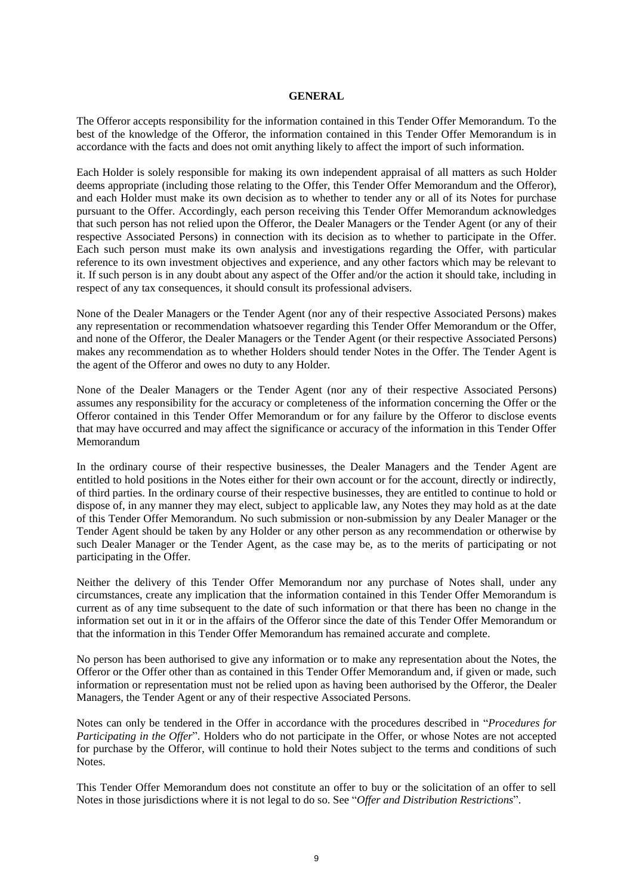## GENERAL

The Offeror accepts responsibility for the information contained in this Tender Offer Memorandum. To the best of the knowledge of the Offeror, the information contained in this Tender Offer Memorandum is in accordance with the facts and does not omit anything likely to affect the import of such information.

Each Holder is solely responsible for making its own independent appraisal of all matters as such Holder deems appropriate (including those relating to the Offer, this Tender Offer Memorandum and the Offeror), and each Holder must make its own decision as to whether to tender any or all of its Notes for purchase pursuant to the Offer. Accordingly, each person receiving this Tender Offer Memorandum acknowledges that such person has not relied upon the Offeror, the Dealer Managers or the Tender Agent (or any of their respective Associated Persons) in connection with its decision as to whether to participate in the Offer. Each such person must make its own analysis and investigations regarding the Offer, with particular reference to its own investment objectives and experience, and any other factors which may be relevant to it. If such person is in any doubt about any aspect of the Offer and/or the action it should take, including in respect of any tax consequences, it should consult its professional advisers.

None of the Dealer Managers or the Tender Agent (nor any of their respective Associated Persons) makes any representation or recommendation whatsoever regarding this Tender Offer Memorandum or the Offer, and none of the Offeror, the Dealer Managers or the Tender Agent (or their respective Associated Persons) makes any recommendation as to whether Holders should tender Notes in the Offer. The Tender Agent is the agent of the Offeror and owes no duty to any Holder.

None of the Dealer Managers or the Tender Agent (nor any of their respective Associated Persons) assumes any responsibility for the accuracy or completeness of the information concerning the Offer or the Offeror contained in this Tender Offer Memorandum or for any failure by the Offeror to disclose events that may have occurred and may affect the significance or accuracy of the information in this Tender Offer Memorandum

In the ordinary course of their respective businesses, the Dealer Managers and the Tender Agent are entitled to hold positions in the Notes either for their own account or for the account, directly or indirectly, of third parties. In the ordinary course of their respective businesses, they are entitled to continue to hold or dispose of, in any manner they may elect, subject to applicable law, any Notes they may hold as at the date of this Tender Offer Memorandum. No such submission or non-submission by any Dealer Manager or the Tender Agent should be taken by any Holder or any other person as any recommendation or otherwise by such Dealer Manager or the Tender Agent, as the case may be, as to the merits of participating or not participating in the Offer.

Neither the delivery of this Tender Offer Memorandum nor any purchase of Notes shall, under any circumstances, create any implication that the information contained in this Tender Offer Memorandum is current as of any time subsequent to the date of such information or that there has been no change in the information set out in it or in the affairs of the Offeror since the date of this Tender Offer Memorandum or that the information in this Tender Offer Memorandum has remained accurate and complete.

No person has been authorised to give any information or to make any representation about the Notes, the Offeror or the Offer other than as contained in this Tender Offer Memorandum and, if given or made, such information or representation must not be relied upon as having been authorised by the Offeror, the Dealer Managers, the Tender Agent or any of their respective Associated Persons.

Notes can only be tendered in the Offer in accordance with the procedures described in "*Procedures for Participating in the Offer*". Holders who do not participate in the Offer, or whose Notes are not accepted for purchase by the Offeror, will continue to hold their Notes subject to the terms and conditions of such Notes.

This Tender Offer Memorandum does not constitute an offer to buy or the solicitation of an offer to sell Notes in those jurisdictions where it is not legal to do so. See "*Offer and Distribution Restrictions*".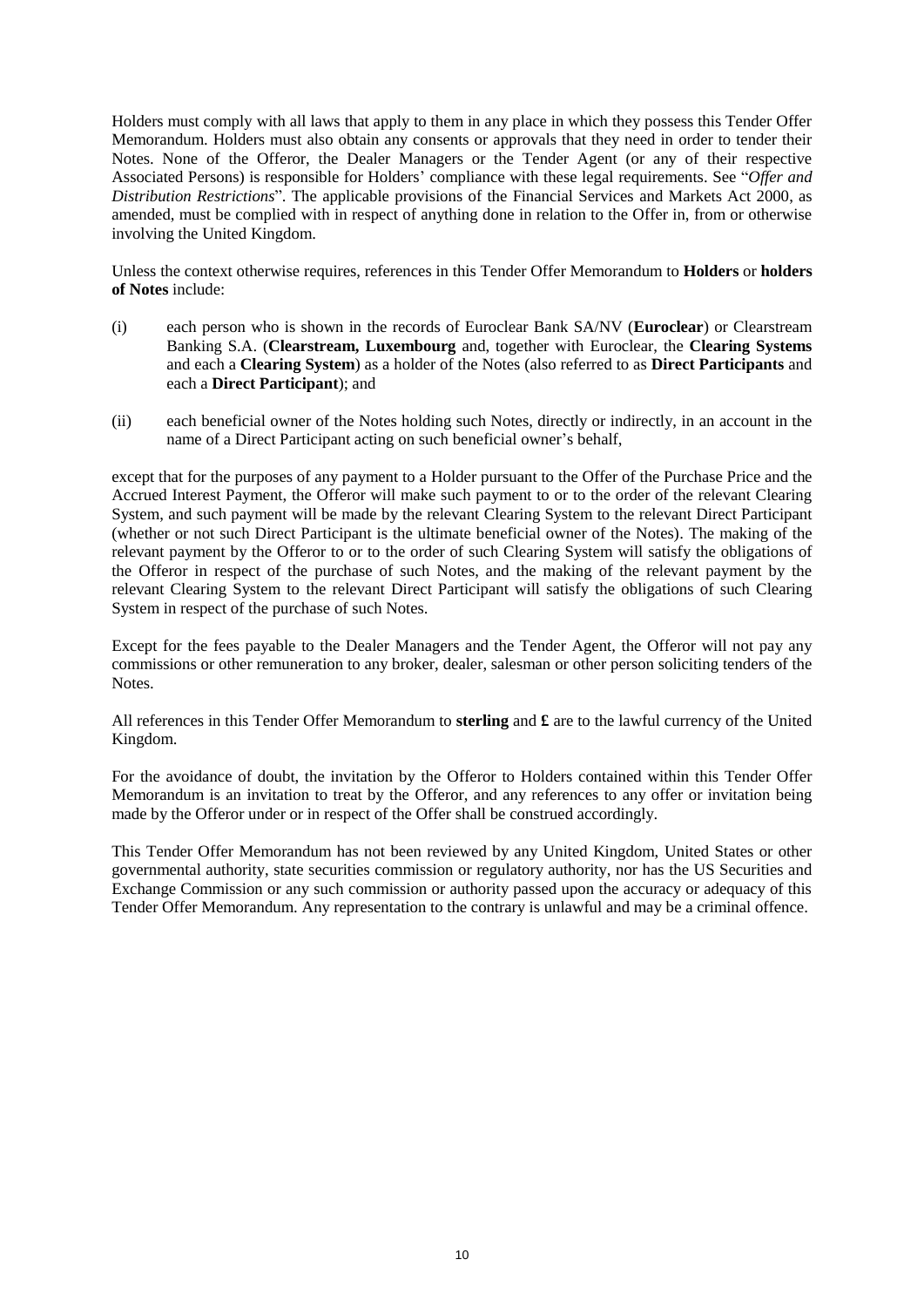Holders must comply with all laws that apply to them in any place in which they possess this Tender Offer Memorandum. Holders must also obtain any consents or approvals that they need in order to tender their Notes. None of the Offeror, the Dealer Managers or the Tender Agent (or any of their respective Associated Persons) is responsible for Holders' compliance with these legal requirements. See "*Offer and Distribution Restrictions*". The applicable provisions of the Financial Services and Markets Act 2000, as amended, must be complied with in respect of anything done in relation to the Offer in, from or otherwise involving the United Kingdom.

Unless the context otherwise requires, references in this Tender Offer Memorandum to **Holders** or **holders of Notes** include:

(i) each person who is shown in the records of Euroclear Bank SA/NV (**Euroclear**) or Clearstream Banking S.A. (**Clearstream, Luxembourg** and, together with Euroclear, the **Clearing Systems** and each a **Clearing System**) as a holder of the Notes (also referred to as **Direct Participants** and each a **Direct Participant**); and

(ii) each beneficial owner of the Notes holding such Notes, directly or indirectly, in an account in the name of a Direct Participant acting on such beneficial owner's behalf,

except that for the purposes of any payment to a Holder pursuant to the Offer of the Purchase Price and the Accrued Interest Payment, the Offeror will make such payment to or to the order of the relevant Clearing System, and such payment will be made by the relevant Clearing System to the relevant Direct Participant (whether or not such Direct Participant is the ultimate beneficial owner of the Notes). The making of the relevant payment by the Offeror to or to the order of such Clearing System will satisfy the obligations of the Offeror in respect of the purchase of such Notes, and the making of the relevant payment by the relevant Clearing System to the relevant Direct Participant will satisfy the obligations of such Clearing System in respect of the purchase of such Notes.

Except for the fees payable to the Dealer Managers and the Tender Agent, the Offeror will not pay any commissions or other remuneration to any broker, dealer, salesman or other person soliciting tenders of the Notes.

All references in this Tender Offer Memorandum to **sterling** and **£** are to the lawful currency of the United Kingdom.

For the avoidance of doubt, the invitation by the Offeror to Holders contained within this Tender Offer Memorandum is an invitation to treat by the Offeror, and any references to any offer or invitation being made by the Offeror under or in respect of the Offer shall be construed accordingly.

This Tender Offer Memorandum has not been reviewed by any United Kingdom, United States or other governmental authority, state securities commission or regulatory authority, nor has the US Securities and Exchange Commission or any such commission or authority passed upon the accuracy or adequacy of this Tender Offer Memorandum. Any representation to the contrary is unlawful and may be a criminal offence.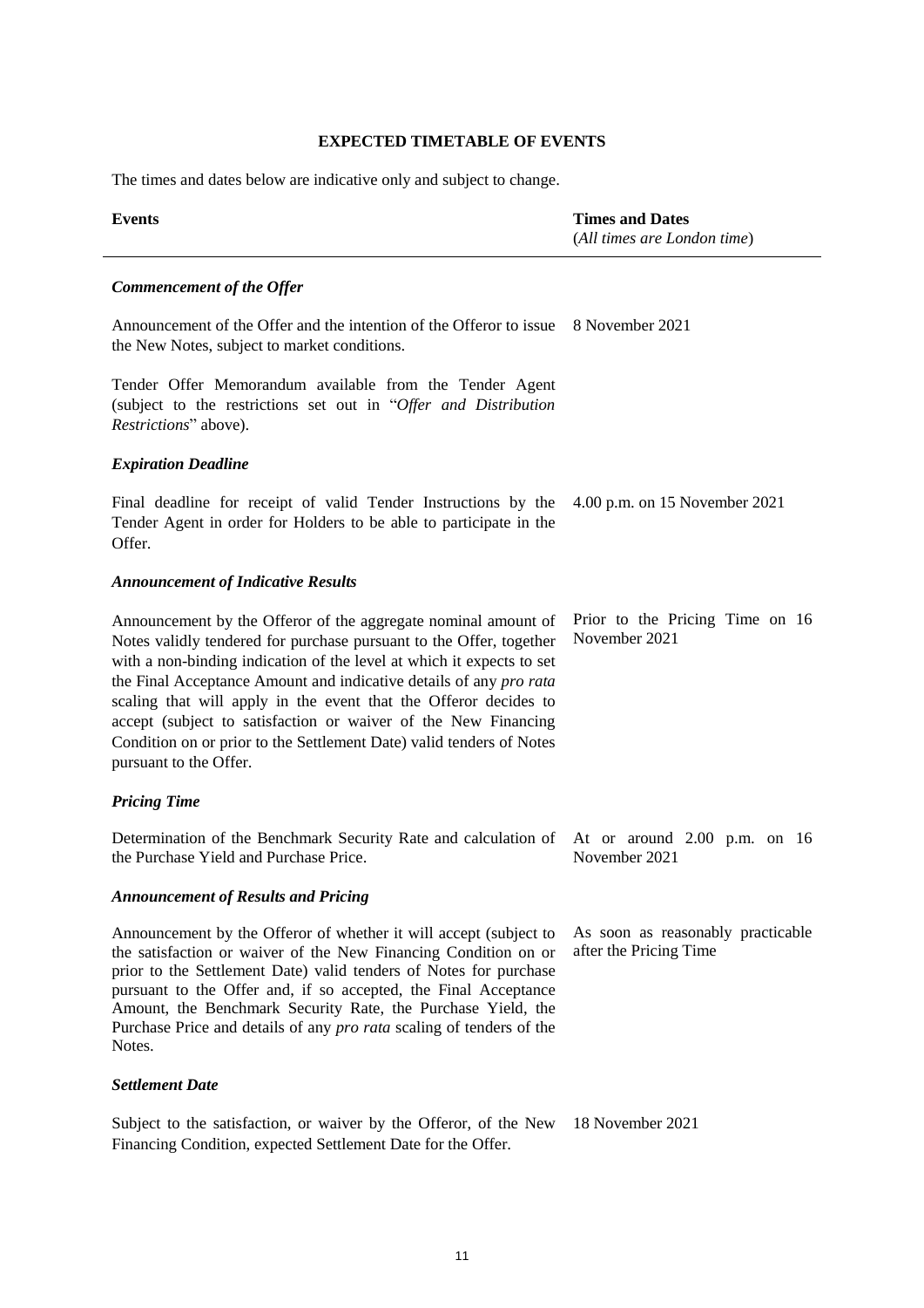## EXPECTED TIMETABLE OF EVENTS

The times and dates below are indicative only and subject to change.

| Events | Times and Dates (*All times are London time*) |
|---|---|
| ***Commencement of the Offer*** | |
| Announcement of the Offer and the intention of the Offeror to issue the New Notes, subject to market conditions. | 8 November 2021 |
| Tender Offer Memorandum available from the Tender Agent (subject to the restrictions set out in "*Offer and Distribution Restrictions*" above). | |
| ***Expiration Deadline*** | |
| Final deadline for receipt of valid Tender Instructions by the Tender Agent in order for Holders to be able to participate in the Offer. | 4.00 p.m. on 15 November 2021 |
| ***Announcement of Indicative Results*** | |
| Announcement by the Offeror of the aggregate nominal amount of Notes validly tendered for purchase pursuant to the Offer, together with a non-binding indication of the level at which it expects to set the Final Acceptance Amount and indicative details of any *pro rata* scaling that will apply in the event that the Offeror decides to accept (subject to satisfaction or waiver of the New Financing Condition on or prior to the Settlement Date) valid tenders of Notes pursuant to the Offer. | Prior to the Pricing Time on 16 November 2021 |
| ***Pricing Time*** | |
| Determination of the Benchmark Security Rate and calculation of the Purchase Yield and Purchase Price. | At or around 2.00 p.m. on 16 November 2021 |
| ***Announcement of Results and Pricing*** | |
| Announcement by the Offeror of whether it will accept (subject to the satisfaction or waiver of the New Financing Condition on or prior to the Settlement Date) valid tenders of Notes for purchase pursuant to the Offer and, if so accepted, the Final Acceptance Amount, the Benchmark Security Rate, the Purchase Yield, the Purchase Price and details of any *pro rata* scaling of tenders of the Notes. | As soon as reasonably practicable after the Pricing Time |
| ***Settlement Date*** | |
| Subject to the satisfaction, or waiver by the Offeror, of the New Financing Condition, expected Settlement Date for the Offer. | 18 November 2021 |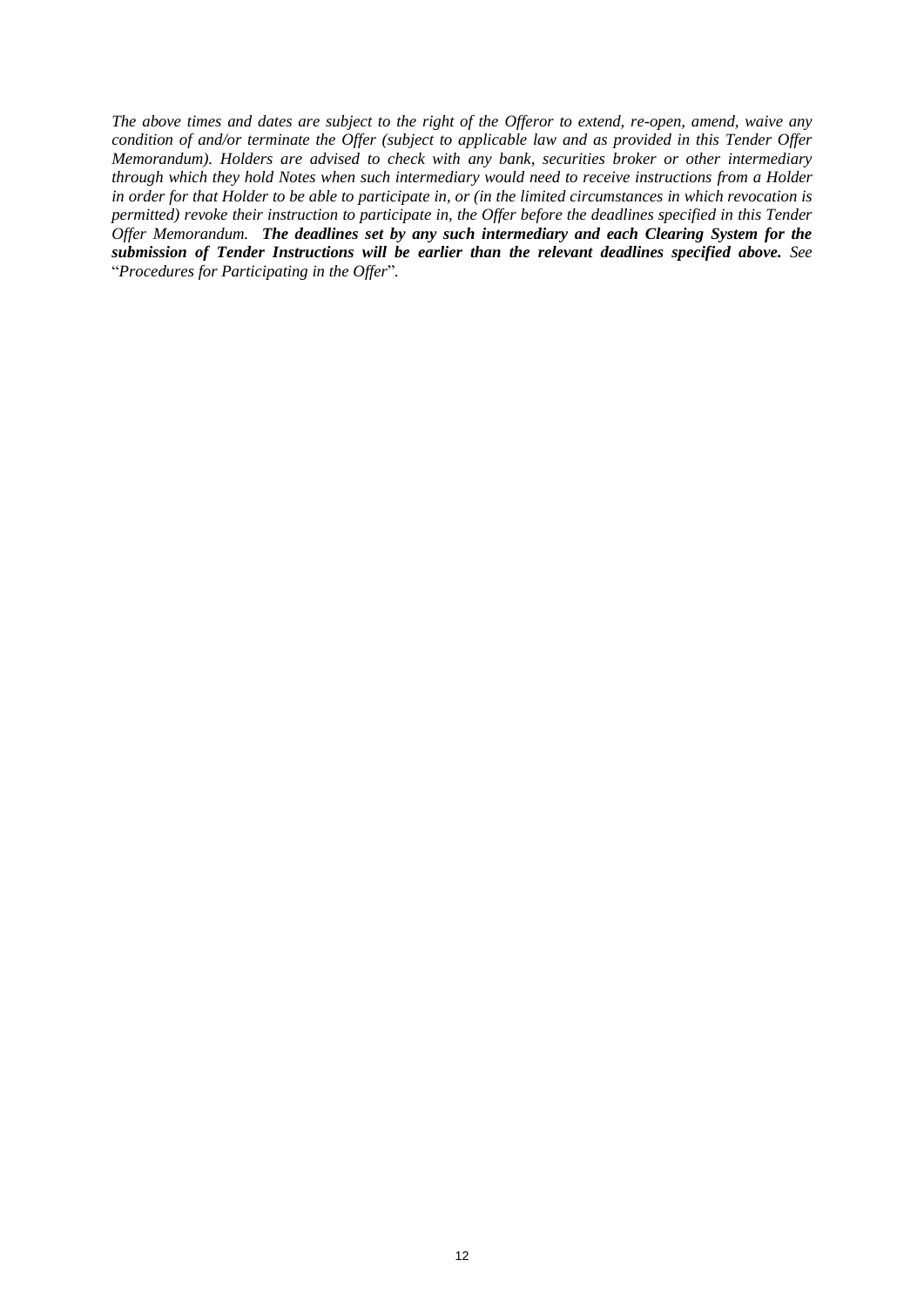*The above times and dates are subject to the right of the Offeror to extend, re-open, amend, waive any condition of and/or terminate the Offer (subject to applicable law and as provided in this Tender Offer Memorandum). Holders are advised to check with any bank, securities broker or other intermediary through which they hold Notes when such intermediary would need to receive instructions from a Holder in order for that Holder to be able to participate in, or (in the limited circumstances in which revocation is permitted) revoke their instruction to participate in, the Offer before the deadlines specified in this Tender Offer Memorandum.* ***The deadlines set by any such intermediary and each Clearing System for the submission of Tender Instructions will be earlier than the relevant deadlines specified above.*** *See* "*Procedures for Participating in the Offer*".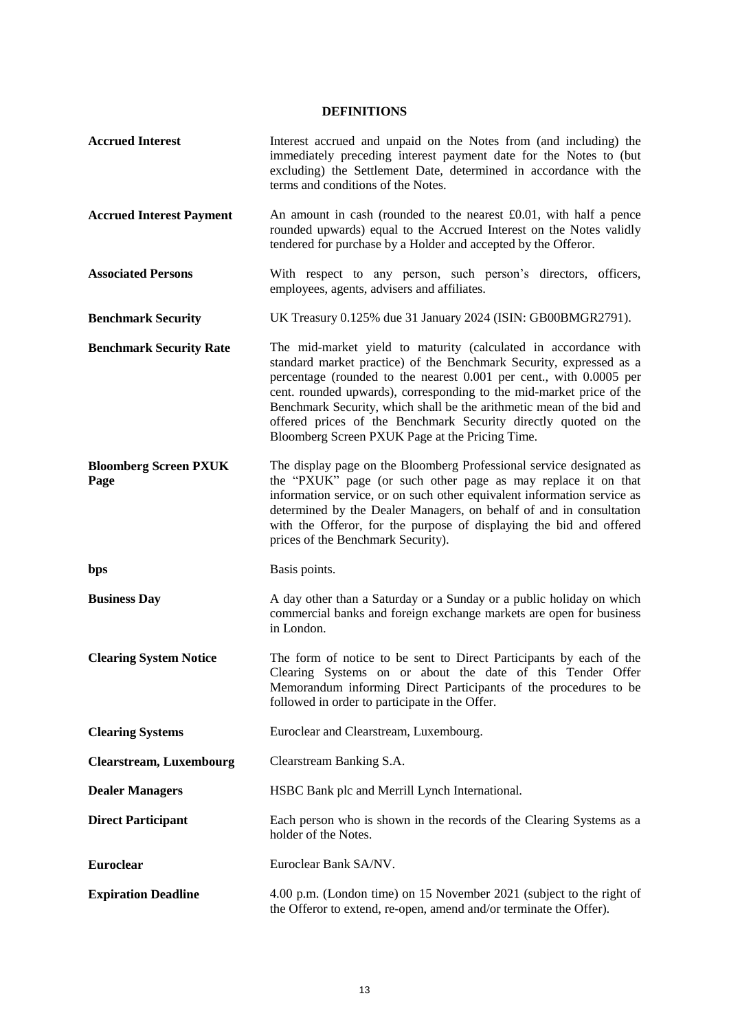## DEFINITIONS

| | |
|---|---|
| **Accrued Interest** | Interest accrued and unpaid on the Notes from (and including) the immediately preceding interest payment date for the Notes to (but excluding) the Settlement Date, determined in accordance with the terms and conditions of the Notes. |
| **Accrued Interest Payment** | An amount in cash (rounded to the nearest £0.01, with half a pence rounded upwards) equal to the Accrued Interest on the Notes validly tendered for purchase by a Holder and accepted by the Offeror. |
| **Associated Persons** | With respect to any person, such person's directors, officers, employees, agents, advisers and affiliates. |
| **Benchmark Security** | UK Treasury 0.125% due 31 January 2024 (ISIN: GB00BMGR2791). |
| **Benchmark Security Rate** | The mid-market yield to maturity (calculated in accordance with standard market practice) of the Benchmark Security, expressed as a percentage (rounded to the nearest 0.001 per cent., with 0.0005 per cent. rounded upwards), corresponding to the mid-market price of the Benchmark Security, which shall be the arithmetic mean of the bid and offered prices of the Benchmark Security directly quoted on the Bloomberg Screen PXUK Page at the Pricing Time. |
| **Bloomberg Screen PXUK Page** | The display page on the Bloomberg Professional service designated as the "PXUK" page (or such other page as may replace it on that information service, or on such other equivalent information service as determined by the Dealer Managers, on behalf of and in consultation with the Offeror, for the purpose of displaying the bid and offered prices of the Benchmark Security). |
| **bps** | Basis points. |
| **Business Day** | A day other than a Saturday or a Sunday or a public holiday on which commercial banks and foreign exchange markets are open for business in London. |
| **Clearing System Notice** | The form of notice to be sent to Direct Participants by each of the Clearing Systems on or about the date of this Tender Offer Memorandum informing Direct Participants of the procedures to be followed in order to participate in the Offer. |
| **Clearing Systems** | Euroclear and Clearstream, Luxembourg. |
| **Clearstream, Luxembourg** | Clearstream Banking S.A. |
| **Dealer Managers** | HSBC Bank plc and Merrill Lynch International. |
| **Direct Participant** | Each person who is shown in the records of the Clearing Systems as a holder of the Notes. |
| **Euroclear** | Euroclear Bank SA/NV. |
| **Expiration Deadline** | 4.00 p.m. (London time) on 15 November 2021 (subject to the right of the Offeror to extend, re-open, amend and/or terminate the Offer). |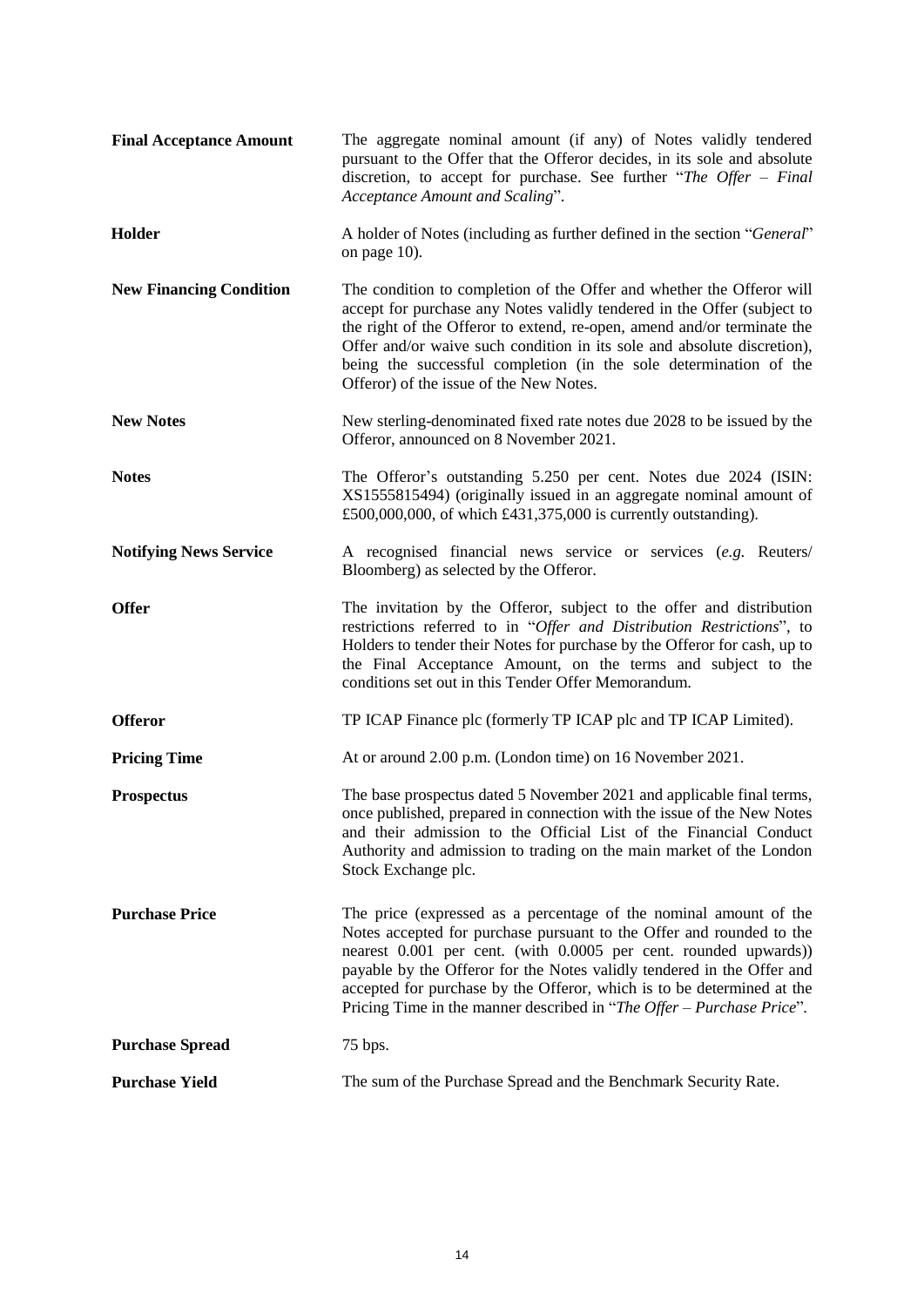| | |
|---|---|
| **Final Acceptance Amount** | The aggregate nominal amount (if any) of Notes validly tendered pursuant to the Offer that the Offeror decides, in its sole and absolute discretion, to accept for purchase. See further "*The Offer – Final Acceptance Amount and Scaling*". |
| **Holder** | A holder of Notes (including as further defined in the section "*General*" on page 10). |
| **New Financing Condition** | The condition to completion of the Offer and whether the Offeror will accept for purchase any Notes validly tendered in the Offer (subject to the right of the Offeror to extend, re-open, amend and/or terminate the Offer and/or waive such condition in its sole and absolute discretion), being the successful completion (in the sole determination of the Offeror) of the issue of the New Notes. |
| **New Notes** | New sterling-denominated fixed rate notes due 2028 to be issued by the Offeror, announced on 8 November 2021. |
| **Notes** | The Offeror's outstanding 5.250 per cent. Notes due 2024 (ISIN: XS1555815494) (originally issued in an aggregate nominal amount of £500,000,000, of which £431,375,000 is currently outstanding). |
| **Notifying News Service** | A recognised financial news service or services (*e.g.* Reuters/ Bloomberg) as selected by the Offeror. |
| **Offer** | The invitation by the Offeror, subject to the offer and distribution restrictions referred to in "*Offer and Distribution Restrictions*", to Holders to tender their Notes for purchase by the Offeror for cash, up to the Final Acceptance Amount, on the terms and subject to the conditions set out in this Tender Offer Memorandum. |
| **Offeror** | TP ICAP Finance plc (formerly TP ICAP plc and TP ICAP Limited). |
| **Pricing Time** | At or around 2.00 p.m. (London time) on 16 November 2021. |
| **Prospectus** | The base prospectus dated 5 November 2021 and applicable final terms, once published, prepared in connection with the issue of the New Notes and their admission to the Official List of the Financial Conduct Authority and admission to trading on the main market of the London Stock Exchange plc. |
| **Purchase Price** | The price (expressed as a percentage of the nominal amount of the Notes accepted for purchase pursuant to the Offer and rounded to the nearest 0.001 per cent. (with 0.0005 per cent. rounded upwards)) payable by the Offeror for the Notes validly tendered in the Offer and accepted for purchase by the Offeror, which is to be determined at the Pricing Time in the manner described in "*The Offer – Purchase Price*". |
| **Purchase Spread** | 75 bps. |
| **Purchase Yield** | The sum of the Purchase Spread and the Benchmark Security Rate. |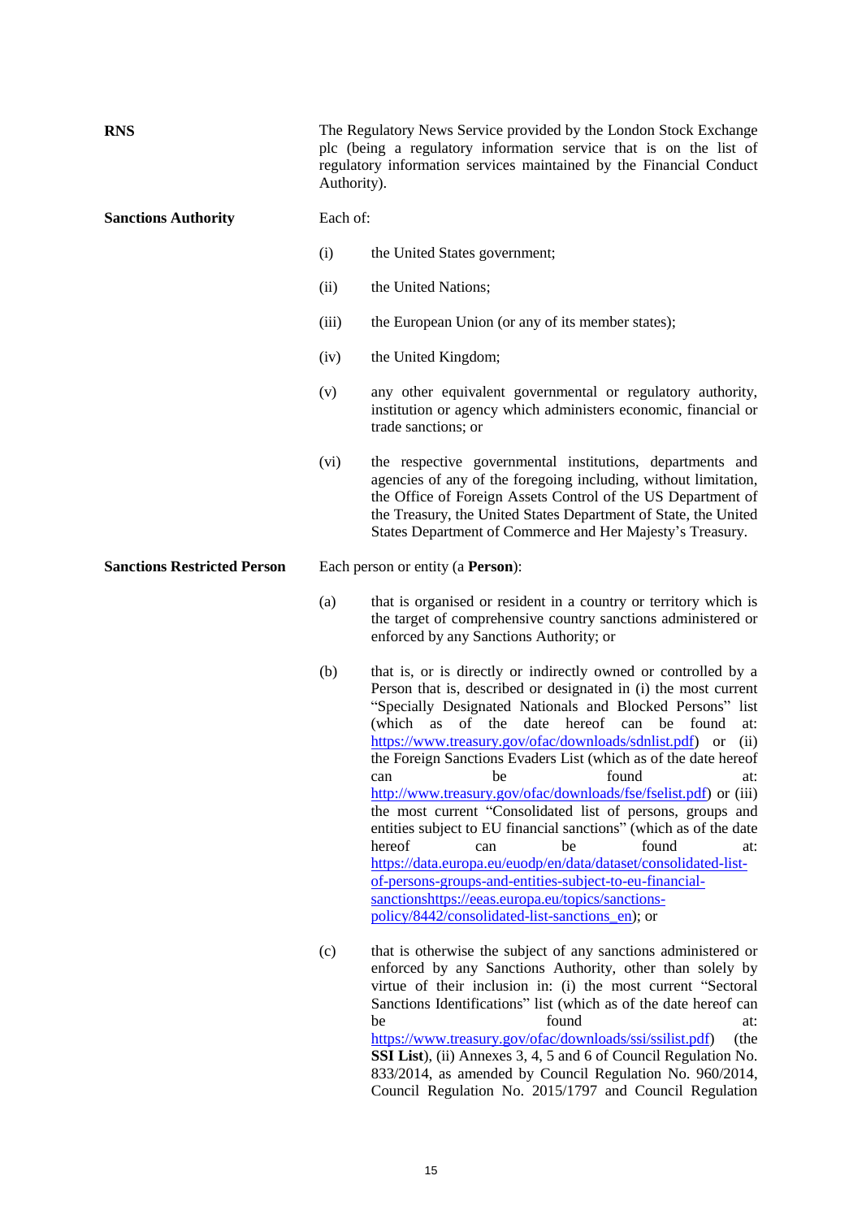**RNS** The Regulatory News Service provided by the London Stock Exchange plc (being a regulatory information service that is on the list of regulatory information services maintained by the Financial Conduct Authority).

**Sanctions Authority** Each of:

(i) the United States government;

(ii) the United Nations;

(iii) the European Union (or any of its member states);

(iv) the United Kingdom;

(v) any other equivalent governmental or regulatory authority, institution or agency which administers economic, financial or trade sanctions; or

(vi) the respective governmental institutions, departments and agencies of any of the foregoing including, without limitation, the Office of Foreign Assets Control of the US Department of the Treasury, the United States Department of State, the United States Department of Commerce and Her Majesty's Treasury.

**Sanctions Restricted Person** Each person or entity (a **Person**):

(a) that is organised or resident in a country or territory which is the target of comprehensive country sanctions administered or enforced by any Sanctions Authority; or

(b) that is, or is directly or indirectly owned or controlled by a Person that is, described or designated in (i) the most current "Specially Designated Nationals and Blocked Persons" list (which as of the date hereof can be found at: https://www.treasury.gov/ofac/downloads/sdnlist.pdf) or (ii) the Foreign Sanctions Evaders List (which as of the date hereof can be found at: http://www.treasury.gov/ofac/downloads/fse/fselist.pdf) or (iii) the most current "Consolidated list of persons, groups and entities subject to EU financial sanctions" (which as of the date hereof can be found at: https://data.europa.eu/euodp/en/data/dataset/consolidated-list-of-persons-groups-and-entities-subject-to-eu-financial-sanctionshttps://eeas.europa.eu/topics/sanctions-policy/8442/consolidated-list-sanctions_en); or

(c) that is otherwise the subject of any sanctions administered or enforced by any Sanctions Authority, other than solely by virtue of their inclusion in: (i) the most current "Sectoral Sanctions Identifications" list (which as of the date hereof can be found at: https://www.treasury.gov/ofac/downloads/ssi/ssilist.pdf) (the **SSI List**), (ii) Annexes 3, 4, 5 and 6 of Council Regulation No. 833/2014, as amended by Council Regulation No. 960/2014, Council Regulation No. 2015/1797 and Council Regulation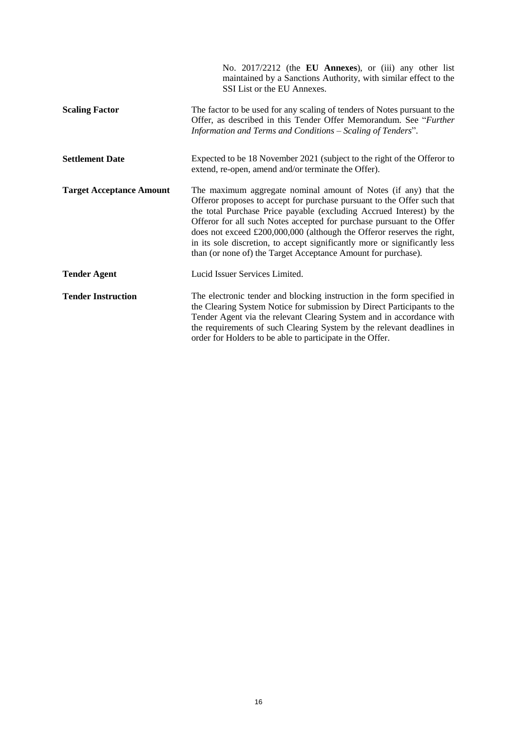| | |
|---|---|
| | No. 2017/2212 (the **EU Annexes**), or (iii) any other list maintained by a Sanctions Authority, with similar effect to the SSI List or the EU Annexes. |
| **Scaling Factor** | The factor to be used for any scaling of tenders of Notes pursuant to the Offer, as described in this Tender Offer Memorandum. See "*Further Information and Terms and Conditions – Scaling of Tenders*". |
| **Settlement Date** | Expected to be 18 November 2021 (subject to the right of the Offeror to extend, re-open, amend and/or terminate the Offer). |
| **Target Acceptance Amount** | The maximum aggregate nominal amount of Notes (if any) that the Offeror proposes to accept for purchase pursuant to the Offer such that the total Purchase Price payable (excluding Accrued Interest) by the Offeror for all such Notes accepted for purchase pursuant to the Offer does not exceed £200,000,000 (although the Offeror reserves the right, in its sole discretion, to accept significantly more or significantly less than (or none of) the Target Acceptance Amount for purchase). |
| **Tender Agent** | Lucid Issuer Services Limited. |
| **Tender Instruction** | The electronic tender and blocking instruction in the form specified in the Clearing System Notice for submission by Direct Participants to the Tender Agent via the relevant Clearing System and in accordance with the requirements of such Clearing System by the relevant deadlines in order for Holders to be able to participate in the Offer. |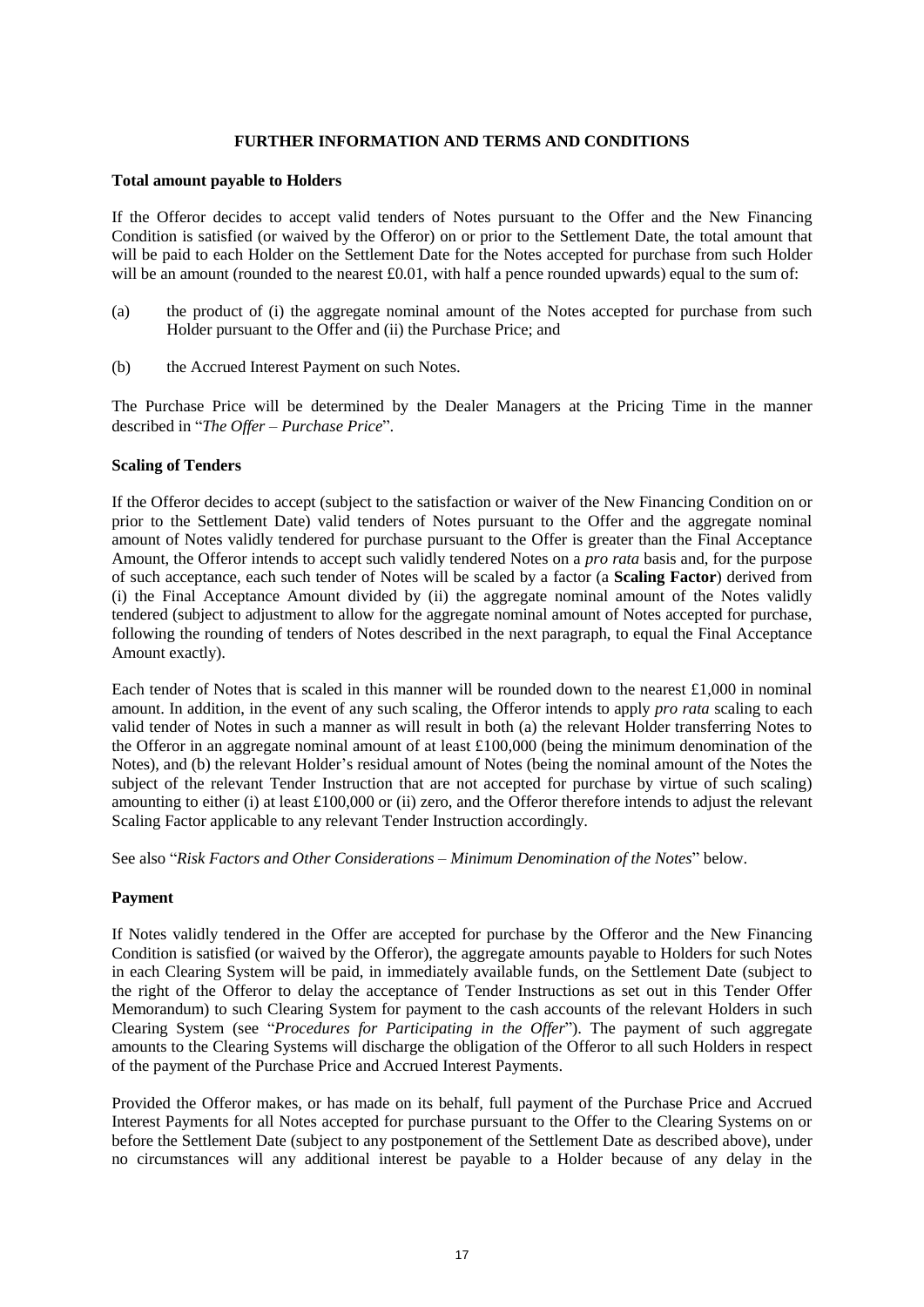## FURTHER INFORMATION AND TERMS AND CONDITIONS

**Total amount payable to Holders**

If the Offeror decides to accept valid tenders of Notes pursuant to the Offer and the New Financing Condition is satisfied (or waived by the Offeror) on or prior to the Settlement Date, the total amount that will be paid to each Holder on the Settlement Date for the Notes accepted for purchase from such Holder will be an amount (rounded to the nearest £0.01, with half a pence rounded upwards) equal to the sum of:

(a) the product of (i) the aggregate nominal amount of the Notes accepted for purchase from such Holder pursuant to the Offer and (ii) the Purchase Price; and

(b) the Accrued Interest Payment on such Notes.

The Purchase Price will be determined by the Dealer Managers at the Pricing Time in the manner described in "*The Offer – Purchase Price*".

**Scaling of Tenders**

If the Offeror decides to accept (subject to the satisfaction or waiver of the New Financing Condition on or prior to the Settlement Date) valid tenders of Notes pursuant to the Offer and the aggregate nominal amount of Notes validly tendered for purchase pursuant to the Offer is greater than the Final Acceptance Amount, the Offeror intends to accept such validly tendered Notes on a *pro rata* basis and, for the purpose of such acceptance, each such tender of Notes will be scaled by a factor (a **Scaling Factor**) derived from (i) the Final Acceptance Amount divided by (ii) the aggregate nominal amount of the Notes validly tendered (subject to adjustment to allow for the aggregate nominal amount of Notes accepted for purchase, following the rounding of tenders of Notes described in the next paragraph, to equal the Final Acceptance Amount exactly).

Each tender of Notes that is scaled in this manner will be rounded down to the nearest £1,000 in nominal amount. In addition, in the event of any such scaling, the Offeror intends to apply *pro rata* scaling to each valid tender of Notes in such a manner as will result in both (a) the relevant Holder transferring Notes to the Offeror in an aggregate nominal amount of at least £100,000 (being the minimum denomination of the Notes), and (b) the relevant Holder's residual amount of Notes (being the nominal amount of the Notes the subject of the relevant Tender Instruction that are not accepted for purchase by virtue of such scaling) amounting to either (i) at least £100,000 or (ii) zero, and the Offeror therefore intends to adjust the relevant Scaling Factor applicable to any relevant Tender Instruction accordingly.

See also "*Risk Factors and Other Considerations – Minimum Denomination of the Notes*" below.

**Payment**

If Notes validly tendered in the Offer are accepted for purchase by the Offeror and the New Financing Condition is satisfied (or waived by the Offeror), the aggregate amounts payable to Holders for such Notes in each Clearing System will be paid, in immediately available funds, on the Settlement Date (subject to the right of the Offeror to delay the acceptance of Tender Instructions as set out in this Tender Offer Memorandum) to such Clearing System for payment to the cash accounts of the relevant Holders in such Clearing System (see "*Procedures for Participating in the Offer*"). The payment of such aggregate amounts to the Clearing Systems will discharge the obligation of the Offeror to all such Holders in respect of the payment of the Purchase Price and Accrued Interest Payments.

Provided the Offeror makes, or has made on its behalf, full payment of the Purchase Price and Accrued Interest Payments for all Notes accepted for purchase pursuant to the Offer to the Clearing Systems on or before the Settlement Date (subject to any postponement of the Settlement Date as described above), under no circumstances will any additional interest be payable to a Holder because of any delay in the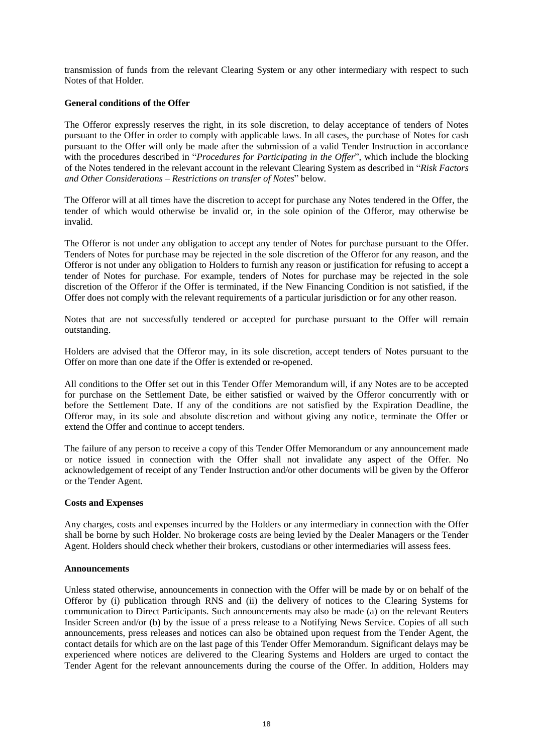transmission of funds from the relevant Clearing System or any other intermediary with respect to such Notes of that Holder.

**General conditions of the Offer**

The Offeror expressly reserves the right, in its sole discretion, to delay acceptance of tenders of Notes pursuant to the Offer in order to comply with applicable laws. In all cases, the purchase of Notes for cash pursuant to the Offer will only be made after the submission of a valid Tender Instruction in accordance with the procedures described in "*Procedures for Participating in the Offer*", which include the blocking of the Notes tendered in the relevant account in the relevant Clearing System as described in "*Risk Factors and Other Considerations – Restrictions on transfer of Notes*" below.

The Offeror will at all times have the discretion to accept for purchase any Notes tendered in the Offer, the tender of which would otherwise be invalid or, in the sole opinion of the Offeror, may otherwise be invalid.

The Offeror is not under any obligation to accept any tender of Notes for purchase pursuant to the Offer. Tenders of Notes for purchase may be rejected in the sole discretion of the Offeror for any reason, and the Offeror is not under any obligation to Holders to furnish any reason or justification for refusing to accept a tender of Notes for purchase. For example, tenders of Notes for purchase may be rejected in the sole discretion of the Offeror if the Offer is terminated, if the New Financing Condition is not satisfied, if the Offer does not comply with the relevant requirements of a particular jurisdiction or for any other reason.

Notes that are not successfully tendered or accepted for purchase pursuant to the Offer will remain outstanding.

Holders are advised that the Offeror may, in its sole discretion, accept tenders of Notes pursuant to the Offer on more than one date if the Offer is extended or re-opened.

All conditions to the Offer set out in this Tender Offer Memorandum will, if any Notes are to be accepted for purchase on the Settlement Date, be either satisfied or waived by the Offeror concurrently with or before the Settlement Date. If any of the conditions are not satisfied by the Expiration Deadline, the Offeror may, in its sole and absolute discretion and without giving any notice, terminate the Offer or extend the Offer and continue to accept tenders.

The failure of any person to receive a copy of this Tender Offer Memorandum or any announcement made or notice issued in connection with the Offer shall not invalidate any aspect of the Offer. No acknowledgement of receipt of any Tender Instruction and/or other documents will be given by the Offeror or the Tender Agent.

**Costs and Expenses**

Any charges, costs and expenses incurred by the Holders or any intermediary in connection with the Offer shall be borne by such Holder. No brokerage costs are being levied by the Dealer Managers or the Tender Agent. Holders should check whether their brokers, custodians or other intermediaries will assess fees.

**Announcements**

Unless stated otherwise, announcements in connection with the Offer will be made by or on behalf of the Offeror by (i) publication through RNS and (ii) the delivery of notices to the Clearing Systems for communication to Direct Participants. Such announcements may also be made (a) on the relevant Reuters Insider Screen and/or (b) by the issue of a press release to a Notifying News Service. Copies of all such announcements, press releases and notices can also be obtained upon request from the Tender Agent, the contact details for which are on the last page of this Tender Offer Memorandum. Significant delays may be experienced where notices are delivered to the Clearing Systems and Holders are urged to contact the Tender Agent for the relevant announcements during the course of the Offer. In addition, Holders may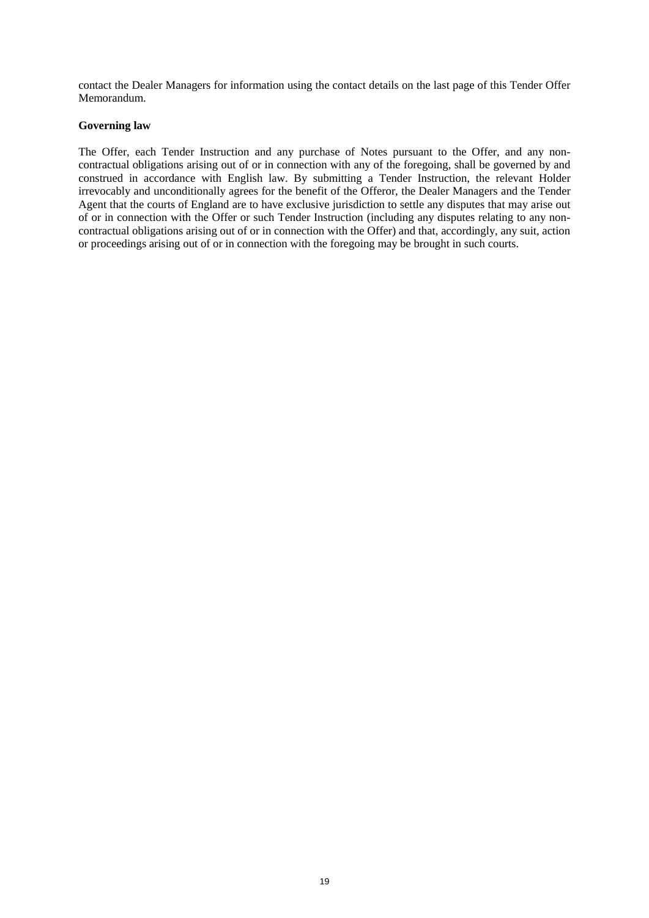contact the Dealer Managers for information using the contact details on the last page of this Tender Offer Memorandum.

**Governing law**

The Offer, each Tender Instruction and any purchase of Notes pursuant to the Offer, and any non-contractual obligations arising out of or in connection with any of the foregoing, shall be governed by and construed in accordance with English law. By submitting a Tender Instruction, the relevant Holder irrevocably and unconditionally agrees for the benefit of the Offeror, the Dealer Managers and the Tender Agent that the courts of England are to have exclusive jurisdiction to settle any disputes that may arise out of or in connection with the Offer or such Tender Instruction (including any disputes relating to any non-contractual obligations arising out of or in connection with the Offer) and that, accordingly, any suit, action or proceedings arising out of or in connection with the foregoing may be brought in such courts.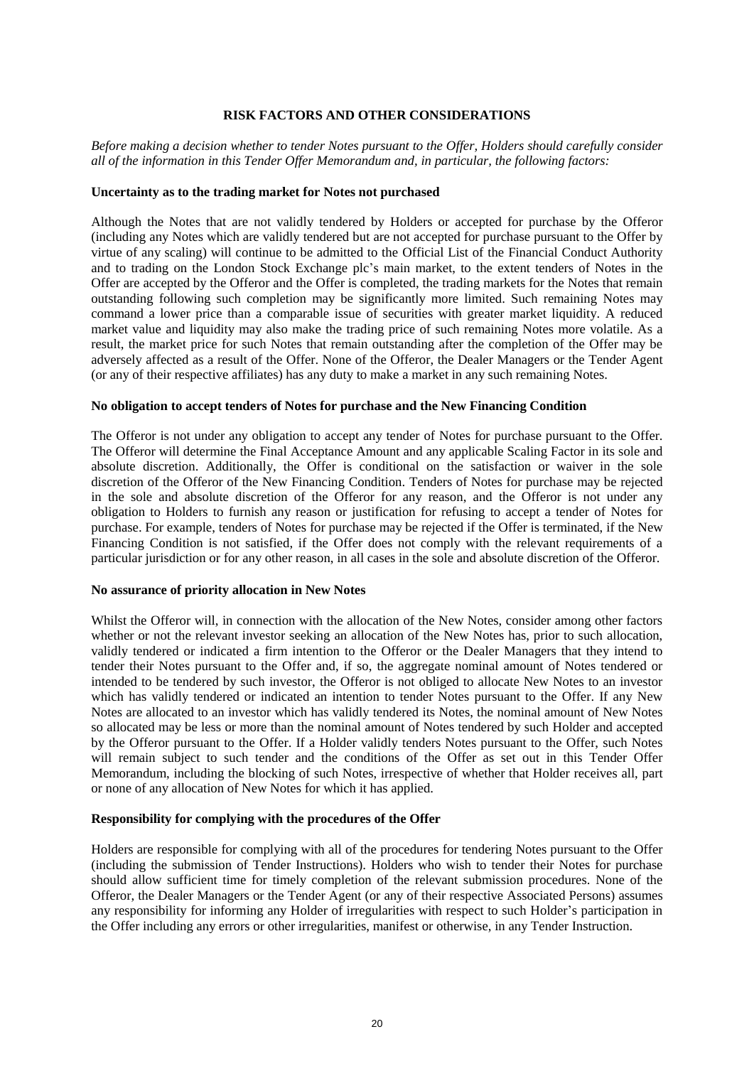## RISK FACTORS AND OTHER CONSIDERATIONS

*Before making a decision whether to tender Notes pursuant to the Offer, Holders should carefully consider all of the information in this Tender Offer Memorandum and, in particular, the following factors:*

**Uncertainty as to the trading market for Notes not purchased**

Although the Notes that are not validly tendered by Holders or accepted for purchase by the Offeror (including any Notes which are validly tendered but are not accepted for purchase pursuant to the Offer by virtue of any scaling) will continue to be admitted to the Official List of the Financial Conduct Authority and to trading on the London Stock Exchange plc's main market, to the extent tenders of Notes in the Offer are accepted by the Offeror and the Offer is completed, the trading markets for the Notes that remain outstanding following such completion may be significantly more limited. Such remaining Notes may command a lower price than a comparable issue of securities with greater market liquidity. A reduced market value and liquidity may also make the trading price of such remaining Notes more volatile. As a result, the market price for such Notes that remain outstanding after the completion of the Offer may be adversely affected as a result of the Offer. None of the Offeror, the Dealer Managers or the Tender Agent (or any of their respective affiliates) has any duty to make a market in any such remaining Notes.

**No obligation to accept tenders of Notes for purchase and the New Financing Condition**

The Offeror is not under any obligation to accept any tender of Notes for purchase pursuant to the Offer. The Offeror will determine the Final Acceptance Amount and any applicable Scaling Factor in its sole and absolute discretion. Additionally, the Offer is conditional on the satisfaction or waiver in the sole discretion of the Offeror of the New Financing Condition. Tenders of Notes for purchase may be rejected in the sole and absolute discretion of the Offeror for any reason, and the Offeror is not under any obligation to Holders to furnish any reason or justification for refusing to accept a tender of Notes for purchase. For example, tenders of Notes for purchase may be rejected if the Offer is terminated, if the New Financing Condition is not satisfied, if the Offer does not comply with the relevant requirements of a particular jurisdiction or for any other reason, in all cases in the sole and absolute discretion of the Offeror.

**No assurance of priority allocation in New Notes**

Whilst the Offeror will, in connection with the allocation of the New Notes, consider among other factors whether or not the relevant investor seeking an allocation of the New Notes has, prior to such allocation, validly tendered or indicated a firm intention to the Offeror or the Dealer Managers that they intend to tender their Notes pursuant to the Offer and, if so, the aggregate nominal amount of Notes tendered or intended to be tendered by such investor, the Offeror is not obliged to allocate New Notes to an investor which has validly tendered or indicated an intention to tender Notes pursuant to the Offer. If any New Notes are allocated to an investor which has validly tendered its Notes, the nominal amount of New Notes so allocated may be less or more than the nominal amount of Notes tendered by such Holder and accepted by the Offeror pursuant to the Offer. If a Holder validly tenders Notes pursuant to the Offer, such Notes will remain subject to such tender and the conditions of the Offer as set out in this Tender Offer Memorandum, including the blocking of such Notes, irrespective of whether that Holder receives all, part or none of any allocation of New Notes for which it has applied.

**Responsibility for complying with the procedures of the Offer**

Holders are responsible for complying with all of the procedures for tendering Notes pursuant to the Offer (including the submission of Tender Instructions). Holders who wish to tender their Notes for purchase should allow sufficient time for timely completion of the relevant submission procedures. None of the Offeror, the Dealer Managers or the Tender Agent (or any of their respective Associated Persons) assumes any responsibility for informing any Holder of irregularities with respect to such Holder's participation in the Offer including any errors or other irregularities, manifest or otherwise, in any Tender Instruction.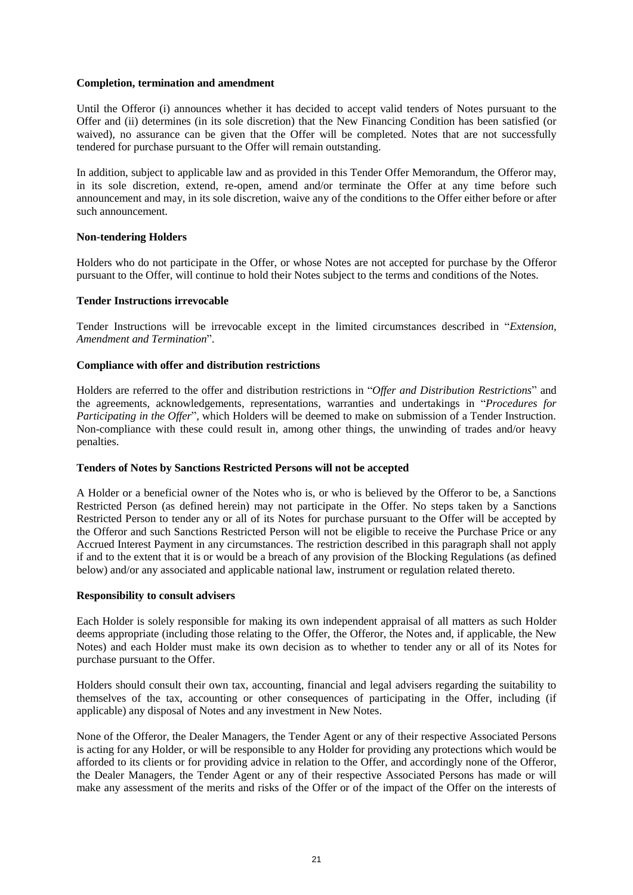**Completion, termination and amendment**

Until the Offeror (i) announces whether it has decided to accept valid tenders of Notes pursuant to the Offer and (ii) determines (in its sole discretion) that the New Financing Condition has been satisfied (or waived), no assurance can be given that the Offer will be completed. Notes that are not successfully tendered for purchase pursuant to the Offer will remain outstanding.

In addition, subject to applicable law and as provided in this Tender Offer Memorandum, the Offeror may, in its sole discretion, extend, re-open, amend and/or terminate the Offer at any time before such announcement and may, in its sole discretion, waive any of the conditions to the Offer either before or after such announcement.

**Non-tendering Holders**

Holders who do not participate in the Offer, or whose Notes are not accepted for purchase by the Offeror pursuant to the Offer, will continue to hold their Notes subject to the terms and conditions of the Notes.

**Tender Instructions irrevocable**

Tender Instructions will be irrevocable except in the limited circumstances described in "*Extension, Amendment and Termination*".

**Compliance with offer and distribution restrictions**

Holders are referred to the offer and distribution restrictions in "*Offer and Distribution Restrictions*" and the agreements, acknowledgements, representations, warranties and undertakings in "*Procedures for Participating in the Offer*", which Holders will be deemed to make on submission of a Tender Instruction. Non-compliance with these could result in, among other things, the unwinding of trades and/or heavy penalties.

**Tenders of Notes by Sanctions Restricted Persons will not be accepted**

A Holder or a beneficial owner of the Notes who is, or who is believed by the Offeror to be, a Sanctions Restricted Person (as defined herein) may not participate in the Offer. No steps taken by a Sanctions Restricted Person to tender any or all of its Notes for purchase pursuant to the Offer will be accepted by the Offeror and such Sanctions Restricted Person will not be eligible to receive the Purchase Price or any Accrued Interest Payment in any circumstances. The restriction described in this paragraph shall not apply if and to the extent that it is or would be a breach of any provision of the Blocking Regulations (as defined below) and/or any associated and applicable national law, instrument or regulation related thereto.

**Responsibility to consult advisers**

Each Holder is solely responsible for making its own independent appraisal of all matters as such Holder deems appropriate (including those relating to the Offer, the Offeror, the Notes and, if applicable, the New Notes) and each Holder must make its own decision as to whether to tender any or all of its Notes for purchase pursuant to the Offer.

Holders should consult their own tax, accounting, financial and legal advisers regarding the suitability to themselves of the tax, accounting or other consequences of participating in the Offer, including (if applicable) any disposal of Notes and any investment in New Notes.

None of the Offeror, the Dealer Managers, the Tender Agent or any of their respective Associated Persons is acting for any Holder, or will be responsible to any Holder for providing any protections which would be afforded to its clients or for providing advice in relation to the Offer, and accordingly none of the Offeror, the Dealer Managers, the Tender Agent or any of their respective Associated Persons has made or will make any assessment of the merits and risks of the Offer or of the impact of the Offer on the interests of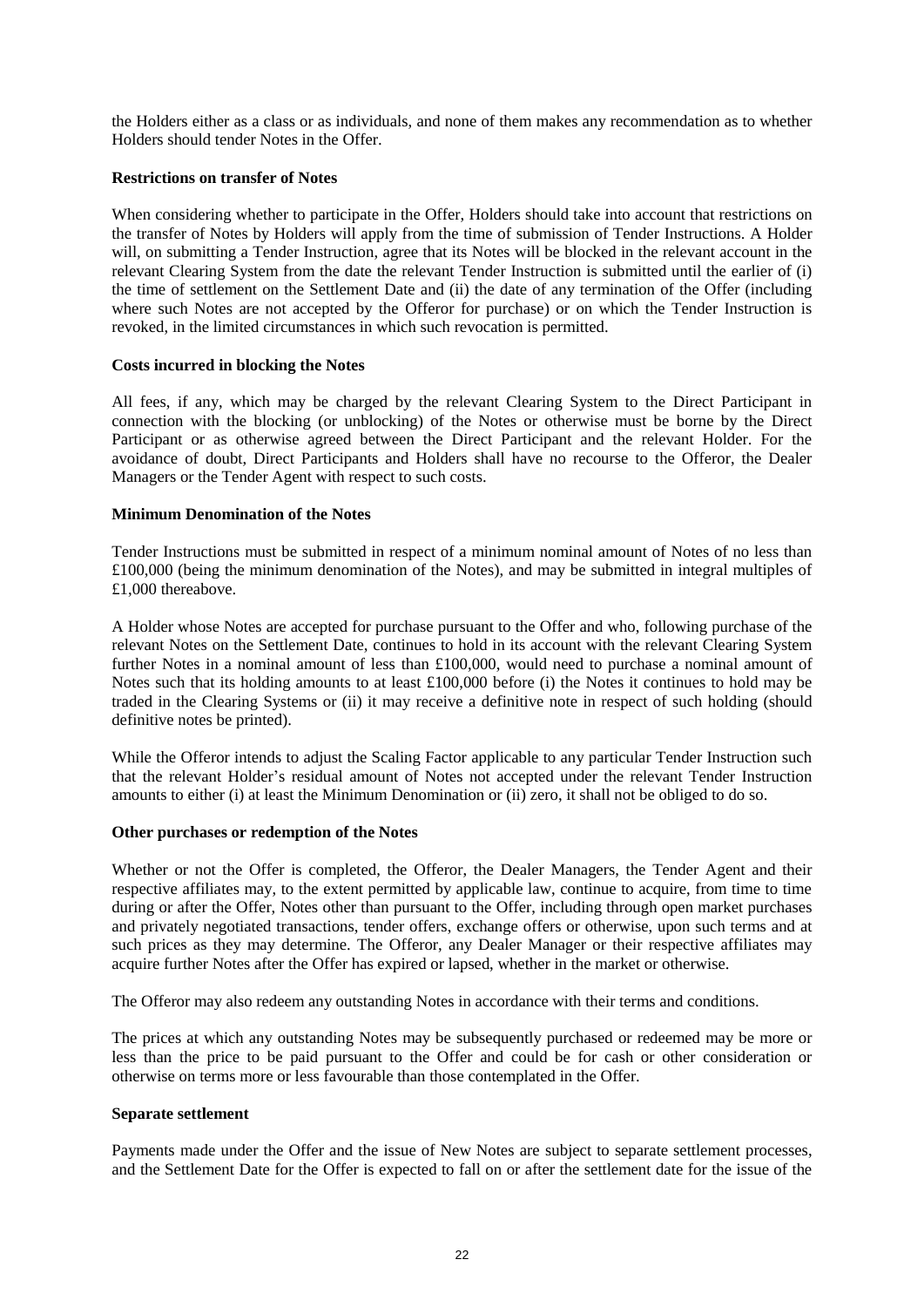the Holders either as a class or as individuals, and none of them makes any recommendation as to whether Holders should tender Notes in the Offer.

**Restrictions on transfer of Notes**

When considering whether to participate in the Offer, Holders should take into account that restrictions on the transfer of Notes by Holders will apply from the time of submission of Tender Instructions. A Holder will, on submitting a Tender Instruction, agree that its Notes will be blocked in the relevant account in the relevant Clearing System from the date the relevant Tender Instruction is submitted until the earlier of (i) the time of settlement on the Settlement Date and (ii) the date of any termination of the Offer (including where such Notes are not accepted by the Offeror for purchase) or on which the Tender Instruction is revoked, in the limited circumstances in which such revocation is permitted.

**Costs incurred in blocking the Notes**

All fees, if any, which may be charged by the relevant Clearing System to the Direct Participant in connection with the blocking (or unblocking) of the Notes or otherwise must be borne by the Direct Participant or as otherwise agreed between the Direct Participant and the relevant Holder. For the avoidance of doubt, Direct Participants and Holders shall have no recourse to the Offeror, the Dealer Managers or the Tender Agent with respect to such costs.

**Minimum Denomination of the Notes**

Tender Instructions must be submitted in respect of a minimum nominal amount of Notes of no less than £100,000 (being the minimum denomination of the Notes), and may be submitted in integral multiples of £1,000 thereabove.

A Holder whose Notes are accepted for purchase pursuant to the Offer and who, following purchase of the relevant Notes on the Settlement Date, continues to hold in its account with the relevant Clearing System further Notes in a nominal amount of less than £100,000, would need to purchase a nominal amount of Notes such that its holding amounts to at least £100,000 before (i) the Notes it continues to hold may be traded in the Clearing Systems or (ii) it may receive a definitive note in respect of such holding (should definitive notes be printed).

While the Offeror intends to adjust the Scaling Factor applicable to any particular Tender Instruction such that the relevant Holder's residual amount of Notes not accepted under the relevant Tender Instruction amounts to either (i) at least the Minimum Denomination or (ii) zero, it shall not be obliged to do so.

**Other purchases or redemption of the Notes**

Whether or not the Offer is completed, the Offeror, the Dealer Managers, the Tender Agent and their respective affiliates may, to the extent permitted by applicable law, continue to acquire, from time to time during or after the Offer, Notes other than pursuant to the Offer, including through open market purchases and privately negotiated transactions, tender offers, exchange offers or otherwise, upon such terms and at such prices as they may determine. The Offeror, any Dealer Manager or their respective affiliates may acquire further Notes after the Offer has expired or lapsed, whether in the market or otherwise.

The Offeror may also redeem any outstanding Notes in accordance with their terms and conditions.

The prices at which any outstanding Notes may be subsequently purchased or redeemed may be more or less than the price to be paid pursuant to the Offer and could be for cash or other consideration or otherwise on terms more or less favourable than those contemplated in the Offer.

**Separate settlement**

Payments made under the Offer and the issue of New Notes are subject to separate settlement processes, and the Settlement Date for the Offer is expected to fall on or after the settlement date for the issue of the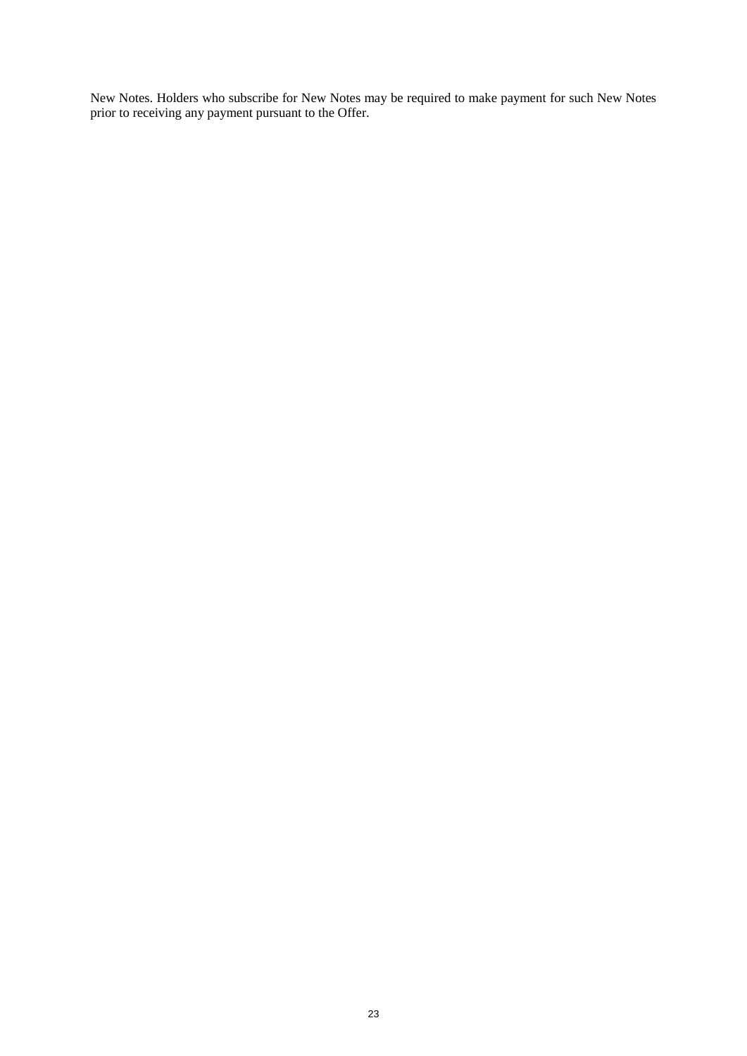New Notes. Holders who subscribe for New Notes may be required to make payment for such New Notes prior to receiving any payment pursuant to the Offer.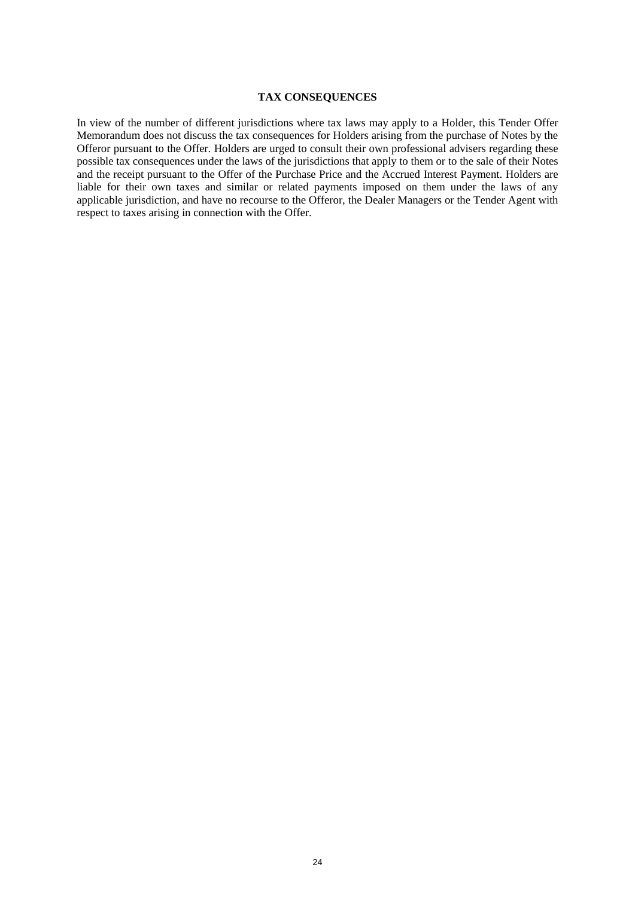## TAX CONSEQUENCES

In view of the number of different jurisdictions where tax laws may apply to a Holder, this Tender Offer Memorandum does not discuss the tax consequences for Holders arising from the purchase of Notes by the Offeror pursuant to the Offer. Holders are urged to consult their own professional advisers regarding these possible tax consequences under the laws of the jurisdictions that apply to them or to the sale of their Notes and the receipt pursuant to the Offer of the Purchase Price and the Accrued Interest Payment. Holders are liable for their own taxes and similar or related payments imposed on them under the laws of any applicable jurisdiction, and have no recourse to the Offeror, the Dealer Managers or the Tender Agent with respect to taxes arising in connection with the Offer.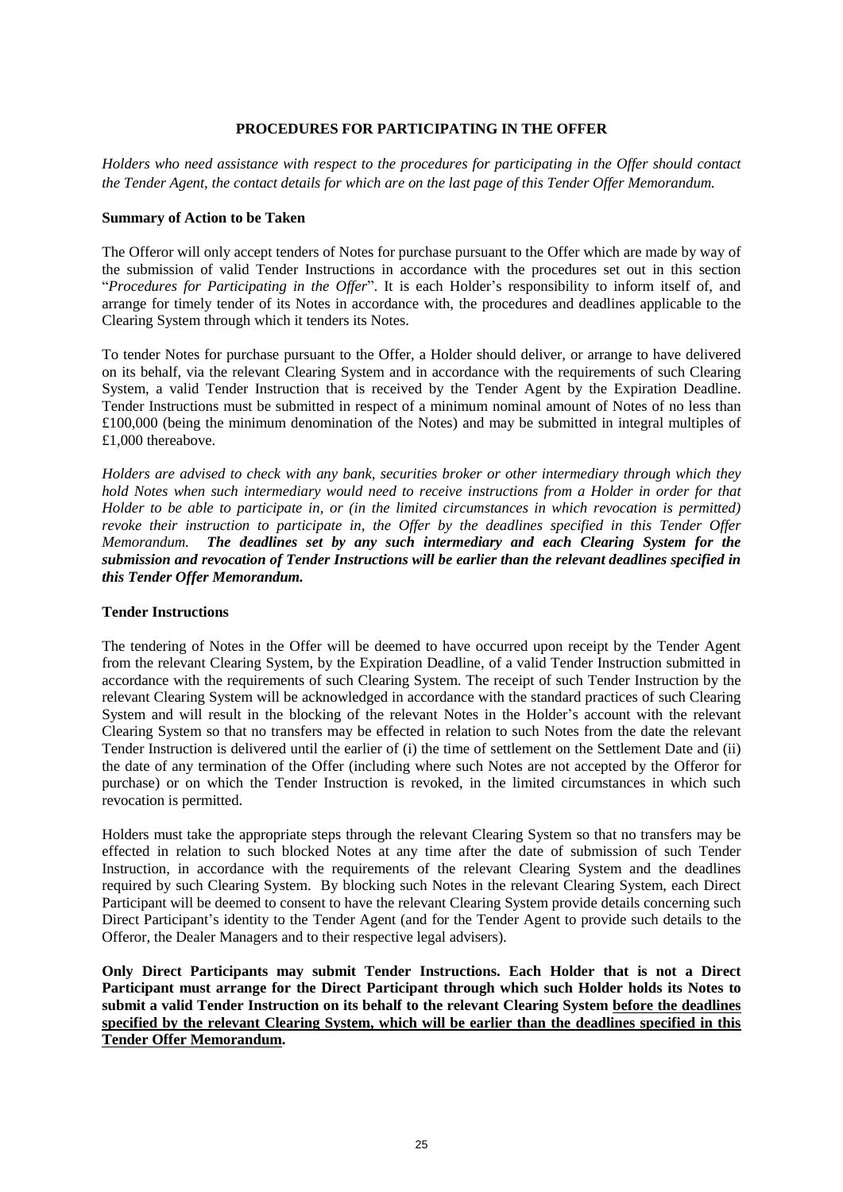## PROCEDURES FOR PARTICIPATING IN THE OFFER

*Holders who need assistance with respect to the procedures for participating in the Offer should contact the Tender Agent, the contact details for which are on the last page of this Tender Offer Memorandum.*

### Summary of Action to be Taken

The Offeror will only accept tenders of Notes for purchase pursuant to the Offer which are made by way of the submission of valid Tender Instructions in accordance with the procedures set out in this section "*Procedures for Participating in the Offer*". It is each Holder's responsibility to inform itself of, and arrange for timely tender of its Notes in accordance with, the procedures and deadlines applicable to the Clearing System through which it tenders its Notes.

To tender Notes for purchase pursuant to the Offer, a Holder should deliver, or arrange to have delivered on its behalf, via the relevant Clearing System and in accordance with the requirements of such Clearing System, a valid Tender Instruction that is received by the Tender Agent by the Expiration Deadline. Tender Instructions must be submitted in respect of a minimum nominal amount of Notes of no less than £100,000 (being the minimum denomination of the Notes) and may be submitted in integral multiples of £1,000 thereabove.

*Holders are advised to check with any bank, securities broker or other intermediary through which they hold Notes when such intermediary would need to receive instructions from a Holder in order for that Holder to be able to participate in, or (in the limited circumstances in which revocation is permitted) revoke their instruction to participate in, the Offer by the deadlines specified in this Tender Offer Memorandum.* ***The deadlines set by any such intermediary and each Clearing System for the submission and revocation of Tender Instructions will be earlier than the relevant deadlines specified in this Tender Offer Memorandum.***

### Tender Instructions

The tendering of Notes in the Offer will be deemed to have occurred upon receipt by the Tender Agent from the relevant Clearing System, by the Expiration Deadline, of a valid Tender Instruction submitted in accordance with the requirements of such Clearing System. The receipt of such Tender Instruction by the relevant Clearing System will be acknowledged in accordance with the standard practices of such Clearing System and will result in the blocking of the relevant Notes in the Holder's account with the relevant Clearing System so that no transfers may be effected in relation to such Notes from the date the relevant Tender Instruction is delivered until the earlier of (i) the time of settlement on the Settlement Date and (ii) the date of any termination of the Offer (including where such Notes are not accepted by the Offeror for purchase) or on which the Tender Instruction is revoked, in the limited circumstances in which such revocation is permitted.

Holders must take the appropriate steps through the relevant Clearing System so that no transfers may be effected in relation to such blocked Notes at any time after the date of submission of such Tender Instruction, in accordance with the requirements of the relevant Clearing System and the deadlines required by such Clearing System. By blocking such Notes in the relevant Clearing System, each Direct Participant will be deemed to consent to have the relevant Clearing System provide details concerning such Direct Participant's identity to the Tender Agent (and for the Tender Agent to provide such details to the Offeror, the Dealer Managers and to their respective legal advisers).

**Only Direct Participants may submit Tender Instructions. Each Holder that is not a Direct Participant must arrange for the Direct Participant through which such Holder holds its Notes to submit a valid Tender Instruction on its behalf to the relevant Clearing System <u>before the deadlines specified by the relevant Clearing System, which will be earlier than the deadlines specified in this Tender Offer Memorandum</u>.**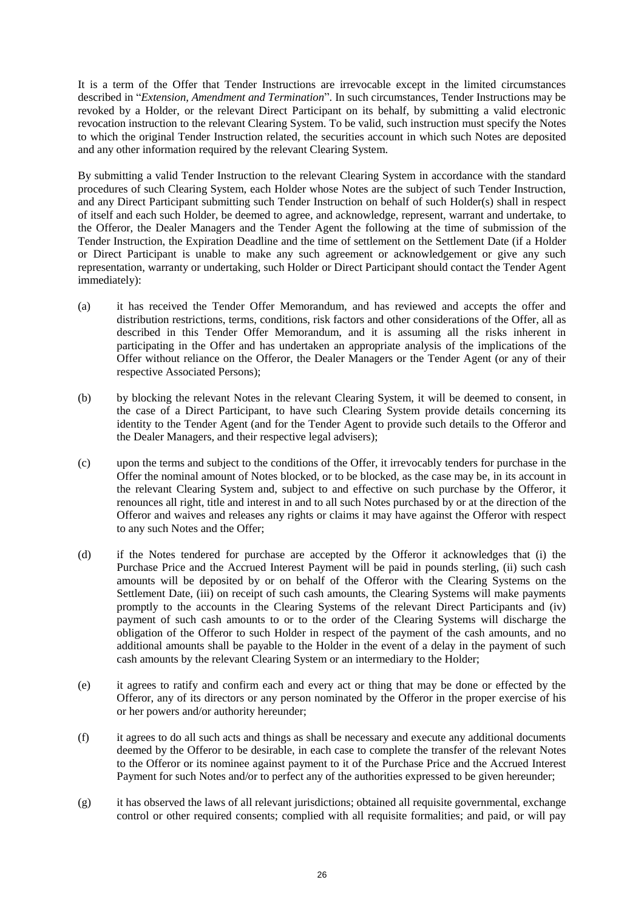It is a term of the Offer that Tender Instructions are irrevocable except in the limited circumstances described in "*Extension, Amendment and Termination*". In such circumstances, Tender Instructions may be revoked by a Holder, or the relevant Direct Participant on its behalf, by submitting a valid electronic revocation instruction to the relevant Clearing System. To be valid, such instruction must specify the Notes to which the original Tender Instruction related, the securities account in which such Notes are deposited and any other information required by the relevant Clearing System.

By submitting a valid Tender Instruction to the relevant Clearing System in accordance with the standard procedures of such Clearing System, each Holder whose Notes are the subject of such Tender Instruction, and any Direct Participant submitting such Tender Instruction on behalf of such Holder(s) shall in respect of itself and each such Holder, be deemed to agree, and acknowledge, represent, warrant and undertake, to the Offeror, the Dealer Managers and the Tender Agent the following at the time of submission of the Tender Instruction, the Expiration Deadline and the time of settlement on the Settlement Date (if a Holder or Direct Participant is unable to make any such agreement or acknowledgement or give any such representation, warranty or undertaking, such Holder or Direct Participant should contact the Tender Agent immediately):

(a) it has received the Tender Offer Memorandum, and has reviewed and accepts the offer and distribution restrictions, terms, conditions, risk factors and other considerations of the Offer, all as described in this Tender Offer Memorandum, and it is assuming all the risks inherent in participating in the Offer and has undertaken an appropriate analysis of the implications of the Offer without reliance on the Offeror, the Dealer Managers or the Tender Agent (or any of their respective Associated Persons);

(b) by blocking the relevant Notes in the relevant Clearing System, it will be deemed to consent, in the case of a Direct Participant, to have such Clearing System provide details concerning its identity to the Tender Agent (and for the Tender Agent to provide such details to the Offeror and the Dealer Managers, and their respective legal advisers);

(c) upon the terms and subject to the conditions of the Offer, it irrevocably tenders for purchase in the Offer the nominal amount of Notes blocked, or to be blocked, as the case may be, in its account in the relevant Clearing System and, subject to and effective on such purchase by the Offeror, it renounces all right, title and interest in and to all such Notes purchased by or at the direction of the Offeror and waives and releases any rights or claims it may have against the Offeror with respect to any such Notes and the Offer;

(d) if the Notes tendered for purchase are accepted by the Offeror it acknowledges that (i) the Purchase Price and the Accrued Interest Payment will be paid in pounds sterling, (ii) such cash amounts will be deposited by or on behalf of the Offeror with the Clearing Systems on the Settlement Date, (iii) on receipt of such cash amounts, the Clearing Systems will make payments promptly to the accounts in the Clearing Systems of the relevant Direct Participants and (iv) payment of such cash amounts to or to the order of the Clearing Systems will discharge the obligation of the Offeror to such Holder in respect of the payment of the cash amounts, and no additional amounts shall be payable to the Holder in the event of a delay in the payment of such cash amounts by the relevant Clearing System or an intermediary to the Holder;

(e) it agrees to ratify and confirm each and every act or thing that may be done or effected by the Offeror, any of its directors or any person nominated by the Offeror in the proper exercise of his or her powers and/or authority hereunder;

(f) it agrees to do all such acts and things as shall be necessary and execute any additional documents deemed by the Offeror to be desirable, in each case to complete the transfer of the relevant Notes to the Offeror or its nominee against payment to it of the Purchase Price and the Accrued Interest Payment for such Notes and/or to perfect any of the authorities expressed to be given hereunder;

(g) it has observed the laws of all relevant jurisdictions; obtained all requisite governmental, exchange control or other required consents; complied with all requisite formalities; and paid, or will pay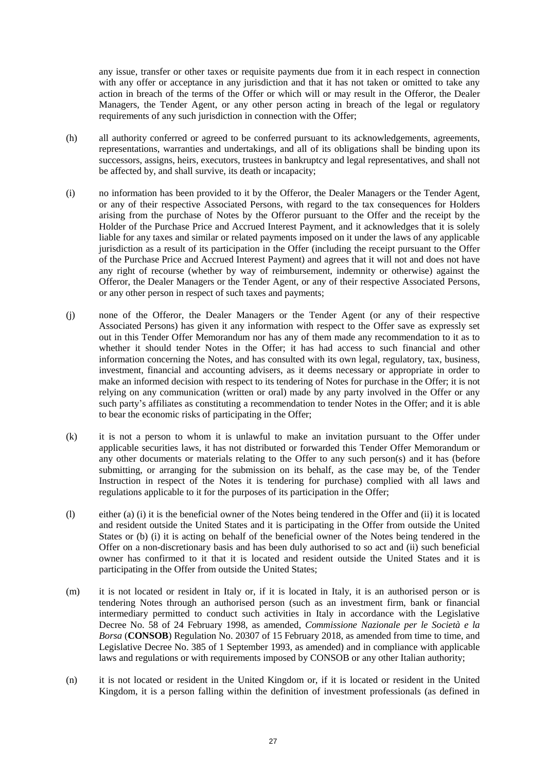any issue, transfer or other taxes or requisite payments due from it in each respect in connection with any offer or acceptance in any jurisdiction and that it has not taken or omitted to take any action in breach of the terms of the Offer or which will or may result in the Offeror, the Dealer Managers, the Tender Agent, or any other person acting in breach of the legal or regulatory requirements of any such jurisdiction in connection with the Offer;

(h) all authority conferred or agreed to be conferred pursuant to its acknowledgements, agreements, representations, warranties and undertakings, and all of its obligations shall be binding upon its successors, assigns, heirs, executors, trustees in bankruptcy and legal representatives, and shall not be affected by, and shall survive, its death or incapacity;

(i) no information has been provided to it by the Offeror, the Dealer Managers or the Tender Agent, or any of their respective Associated Persons, with regard to the tax consequences for Holders arising from the purchase of Notes by the Offeror pursuant to the Offer and the receipt by the Holder of the Purchase Price and Accrued Interest Payment, and it acknowledges that it is solely liable for any taxes and similar or related payments imposed on it under the laws of any applicable jurisdiction as a result of its participation in the Offer (including the receipt pursuant to the Offer of the Purchase Price and Accrued Interest Payment) and agrees that it will not and does not have any right of recourse (whether by way of reimbursement, indemnity or otherwise) against the Offeror, the Dealer Managers or the Tender Agent, or any of their respective Associated Persons, or any other person in respect of such taxes and payments;

(j) none of the Offeror, the Dealer Managers or the Tender Agent (or any of their respective Associated Persons) has given it any information with respect to the Offer save as expressly set out in this Tender Offer Memorandum nor has any of them made any recommendation to it as to whether it should tender Notes in the Offer; it has had access to such financial and other information concerning the Notes, and has consulted with its own legal, regulatory, tax, business, investment, financial and accounting advisers, as it deems necessary or appropriate in order to make an informed decision with respect to its tendering of Notes for purchase in the Offer; it is not relying on any communication (written or oral) made by any party involved in the Offer or any such party's affiliates as constituting a recommendation to tender Notes in the Offer; and it is able to bear the economic risks of participating in the Offer;

(k) it is not a person to whom it is unlawful to make an invitation pursuant to the Offer under applicable securities laws, it has not distributed or forwarded this Tender Offer Memorandum or any other documents or materials relating to the Offer to any such person(s) and it has (before submitting, or arranging for the submission on its behalf, as the case may be, of the Tender Instruction in respect of the Notes it is tendering for purchase) complied with all laws and regulations applicable to it for the purposes of its participation in the Offer;

(l) either (a) (i) it is the beneficial owner of the Notes being tendered in the Offer and (ii) it is located and resident outside the United States and it is participating in the Offer from outside the United States or (b) (i) it is acting on behalf of the beneficial owner of the Notes being tendered in the Offer on a non-discretionary basis and has been duly authorised to so act and (ii) such beneficial owner has confirmed to it that it is located and resident outside the United States and it is participating in the Offer from outside the United States;

(m) it is not located or resident in Italy or, if it is located in Italy, it is an authorised person or is tendering Notes through an authorised person (such as an investment firm, bank or financial intermediary permitted to conduct such activities in Italy in accordance with the Legislative Decree No. 58 of 24 February 1998, as amended, *Commissione Nazionale per le Società e la Borsa* (**CONSOB**) Regulation No. 20307 of 15 February 2018, as amended from time to time, and Legislative Decree No. 385 of 1 September 1993, as amended) and in compliance with applicable laws and regulations or with requirements imposed by CONSOB or any other Italian authority;

(n) it is not located or resident in the United Kingdom or, if it is located or resident in the United Kingdom, it is a person falling within the definition of investment professionals (as defined in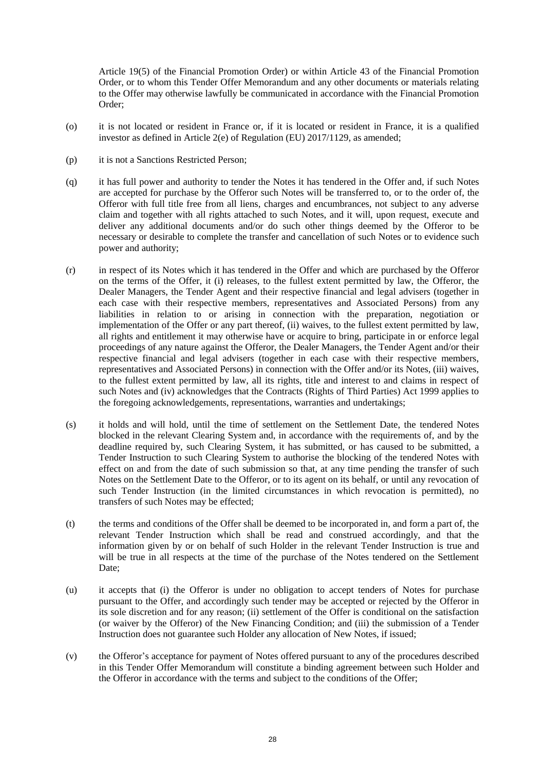Article 19(5) of the Financial Promotion Order) or within Article 43 of the Financial Promotion Order, or to whom this Tender Offer Memorandum and any other documents or materials relating to the Offer may otherwise lawfully be communicated in accordance with the Financial Promotion Order;

(o) it is not located or resident in France or, if it is located or resident in France, it is a qualified investor as defined in Article 2(e) of Regulation (EU) 2017/1129, as amended;

(p) it is not a Sanctions Restricted Person;

(q) it has full power and authority to tender the Notes it has tendered in the Offer and, if such Notes are accepted for purchase by the Offeror such Notes will be transferred to, or to the order of, the Offeror with full title free from all liens, charges and encumbrances, not subject to any adverse claim and together with all rights attached to such Notes, and it will, upon request, execute and deliver any additional documents and/or do such other things deemed by the Offeror to be necessary or desirable to complete the transfer and cancellation of such Notes or to evidence such power and authority;

(r) in respect of its Notes which it has tendered in the Offer and which are purchased by the Offeror on the terms of the Offer, it (i) releases, to the fullest extent permitted by law, the Offeror, the Dealer Managers, the Tender Agent and their respective financial and legal advisers (together in each case with their respective members, representatives and Associated Persons) from any liabilities in relation to or arising in connection with the preparation, negotiation or implementation of the Offer or any part thereof, (ii) waives, to the fullest extent permitted by law, all rights and entitlement it may otherwise have or acquire to bring, participate in or enforce legal proceedings of any nature against the Offeror, the Dealer Managers, the Tender Agent and/or their respective financial and legal advisers (together in each case with their respective members, representatives and Associated Persons) in connection with the Offer and/or its Notes, (iii) waives, to the fullest extent permitted by law, all its rights, title and interest to and claims in respect of such Notes and (iv) acknowledges that the Contracts (Rights of Third Parties) Act 1999 applies to the foregoing acknowledgements, representations, warranties and undertakings;

(s) it holds and will hold, until the time of settlement on the Settlement Date, the tendered Notes blocked in the relevant Clearing System and, in accordance with the requirements of, and by the deadline required by, such Clearing System, it has submitted, or has caused to be submitted, a Tender Instruction to such Clearing System to authorise the blocking of the tendered Notes with effect on and from the date of such submission so that, at any time pending the transfer of such Notes on the Settlement Date to the Offeror, or to its agent on its behalf, or until any revocation of such Tender Instruction (in the limited circumstances in which revocation is permitted), no transfers of such Notes may be effected;

(t) the terms and conditions of the Offer shall be deemed to be incorporated in, and form a part of, the relevant Tender Instruction which shall be read and construed accordingly, and that the information given by or on behalf of such Holder in the relevant Tender Instruction is true and will be true in all respects at the time of the purchase of the Notes tendered on the Settlement Date;

(u) it accepts that (i) the Offeror is under no obligation to accept tenders of Notes for purchase pursuant to the Offer, and accordingly such tender may be accepted or rejected by the Offeror in its sole discretion and for any reason; (ii) settlement of the Offer is conditional on the satisfaction (or waiver by the Offeror) of the New Financing Condition; and (iii) the submission of a Tender Instruction does not guarantee such Holder any allocation of New Notes, if issued;

(v) the Offeror's acceptance for payment of Notes offered pursuant to any of the procedures described in this Tender Offer Memorandum will constitute a binding agreement between such Holder and the Offeror in accordance with the terms and subject to the conditions of the Offer;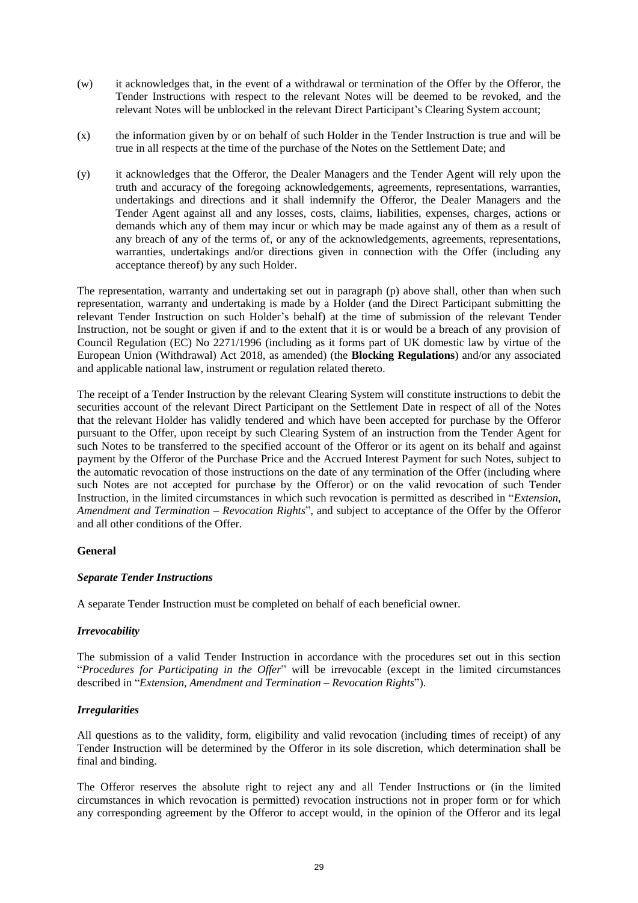(w) it acknowledges that, in the event of a withdrawal or termination of the Offer by the Offeror, the Tender Instructions with respect to the relevant Notes will be deemed to be revoked, and the relevant Notes will be unblocked in the relevant Direct Participant's Clearing System account;

(x) the information given by or on behalf of such Holder in the Tender Instruction is true and will be true in all respects at the time of the purchase of the Notes on the Settlement Date; and

(y) it acknowledges that the Offeror, the Dealer Managers and the Tender Agent will rely upon the truth and accuracy of the foregoing acknowledgements, agreements, representations, warranties, undertakings and directions and it shall indemnify the Offeror, the Dealer Managers and the Tender Agent against all and any losses, costs, claims, liabilities, expenses, charges, actions or demands which any of them may incur or which may be made against any of them as a result of any breach of any of the terms of, or any of the acknowledgements, agreements, representations, warranties, undertakings and/or directions given in connection with the Offer (including any acceptance thereof) by any such Holder.

The representation, warranty and undertaking set out in paragraph (p) above shall, other than when such representation, warranty and undertaking is made by a Holder (and the Direct Participant submitting the relevant Tender Instruction on such Holder's behalf) at the time of submission of the relevant Tender Instruction, not be sought or given if and to the extent that it is or would be a breach of any provision of Council Regulation (EC) No 2271/1996 (including as it forms part of UK domestic law by virtue of the European Union (Withdrawal) Act 2018, as amended) (the **Blocking Regulations**) and/or any associated and applicable national law, instrument or regulation related thereto.

The receipt of a Tender Instruction by the relevant Clearing System will constitute instructions to debit the securities account of the relevant Direct Participant on the Settlement Date in respect of all of the Notes that the relevant Holder has validly tendered and which have been accepted for purchase by the Offeror pursuant to the Offer, upon receipt by such Clearing System of an instruction from the Tender Agent for such Notes to be transferred to the specified account of the Offeror or its agent on its behalf and against payment by the Offeror of the Purchase Price and the Accrued Interest Payment for such Notes, subject to the automatic revocation of those instructions on the date of any termination of the Offer (including where such Notes are not accepted for purchase by the Offeror) or on the valid revocation of such Tender Instruction, in the limited circumstances in which such revocation is permitted as described in "*Extension, Amendment and Termination – Revocation Rights*", and subject to acceptance of the Offer by the Offeror and all other conditions of the Offer.

**General**

***Separate Tender Instructions***

A separate Tender Instruction must be completed on behalf of each beneficial owner.

***Irrevocability***

The submission of a valid Tender Instruction in accordance with the procedures set out in this section "*Procedures for Participating in the Offer*" will be irrevocable (except in the limited circumstances described in "*Extension, Amendment and Termination – Revocation Rights*").

***Irregularities***

All questions as to the validity, form, eligibility and valid revocation (including times of receipt) of any Tender Instruction will be determined by the Offeror in its sole discretion, which determination shall be final and binding.

The Offeror reserves the absolute right to reject any and all Tender Instructions or (in the limited circumstances in which revocation is permitted) revocation instructions not in proper form or for which any corresponding agreement by the Offeror to accept would, in the opinion of the Offeror and its legal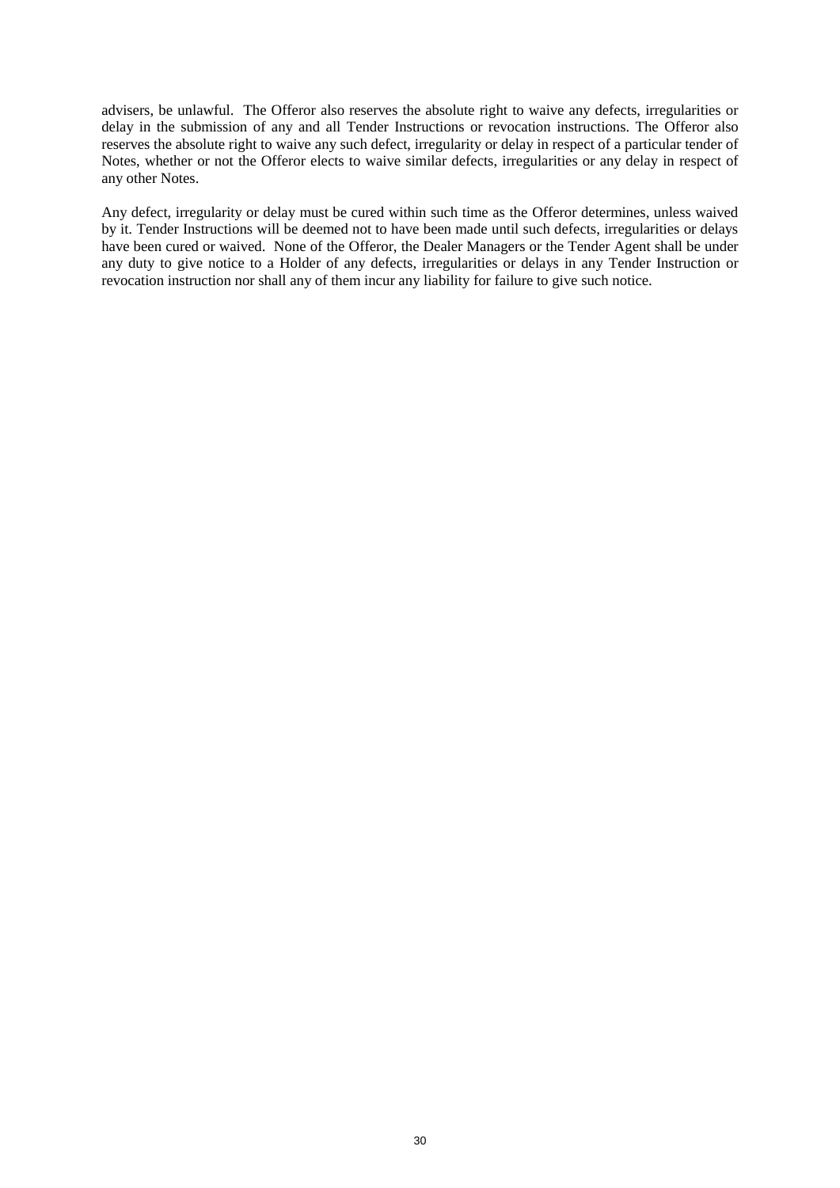advisers, be unlawful. The Offeror also reserves the absolute right to waive any defects, irregularities or delay in the submission of any and all Tender Instructions or revocation instructions. The Offeror also reserves the absolute right to waive any such defect, irregularity or delay in respect of a particular tender of Notes, whether or not the Offeror elects to waive similar defects, irregularities or any delay in respect of any other Notes.

Any defect, irregularity or delay must be cured within such time as the Offeror determines, unless waived by it. Tender Instructions will be deemed not to have been made until such defects, irregularities or delays have been cured or waived. None of the Offeror, the Dealer Managers or the Tender Agent shall be under any duty to give notice to a Holder of any defects, irregularities or delays in any Tender Instruction or revocation instruction nor shall any of them incur any liability for failure to give such notice.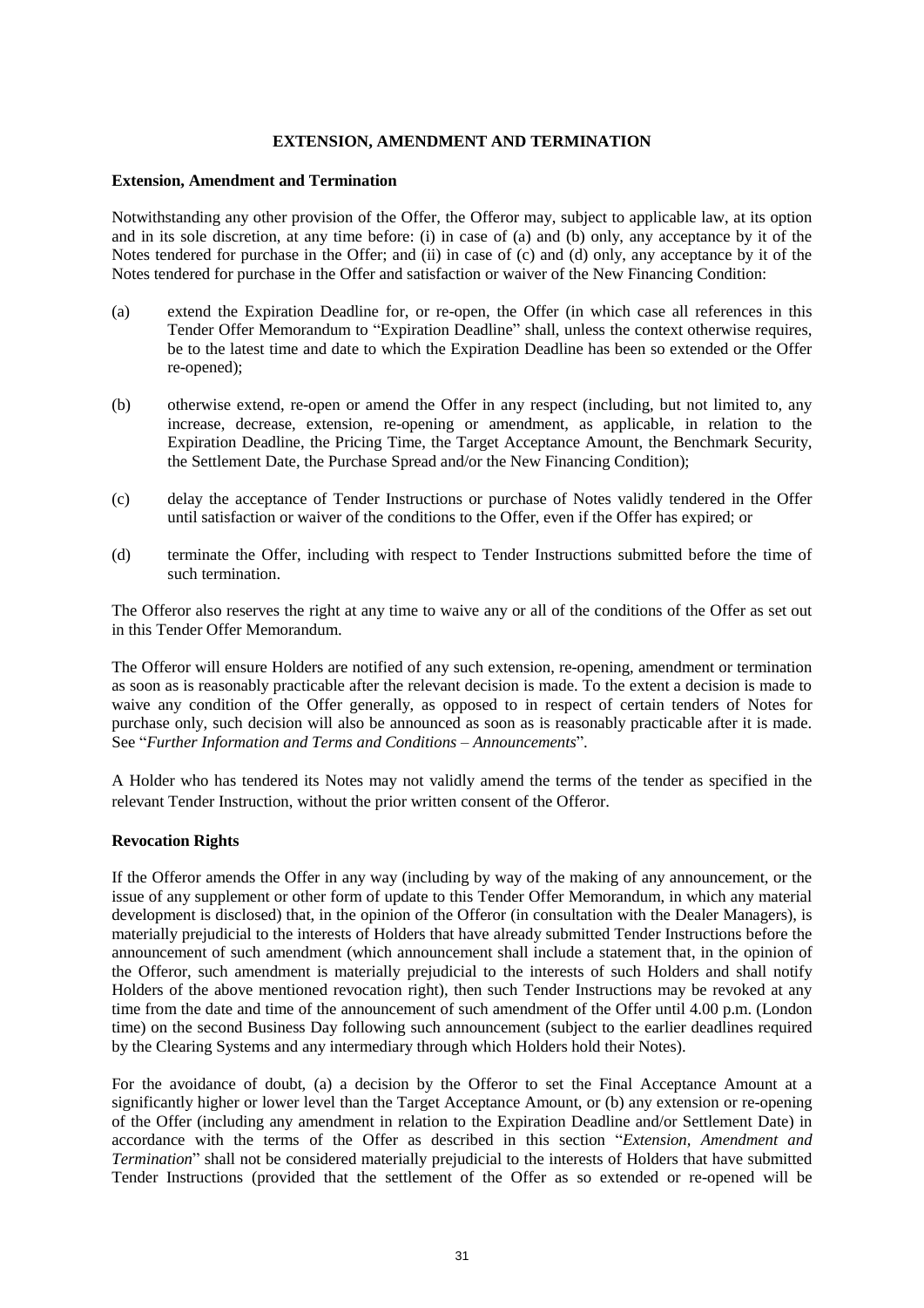## EXTENSION, AMENDMENT AND TERMINATION

### Extension, Amendment and Termination

Notwithstanding any other provision of the Offer, the Offeror may, subject to applicable law, at its option and in its sole discretion, at any time before: (i) in case of (a) and (b) only, any acceptance by it of the Notes tendered for purchase in the Offer; and (ii) in case of (c) and (d) only, any acceptance by it of the Notes tendered for purchase in the Offer and satisfaction or waiver of the New Financing Condition:

(a) extend the Expiration Deadline for, or re-open, the Offer (in which case all references in this Tender Offer Memorandum to "Expiration Deadline" shall, unless the context otherwise requires, be to the latest time and date to which the Expiration Deadline has been so extended or the Offer re-opened);

(b) otherwise extend, re-open or amend the Offer in any respect (including, but not limited to, any increase, decrease, extension, re-opening or amendment, as applicable, in relation to the Expiration Deadline, the Pricing Time, the Target Acceptance Amount, the Benchmark Security, the Settlement Date, the Purchase Spread and/or the New Financing Condition);

(c) delay the acceptance of Tender Instructions or purchase of Notes validly tendered in the Offer until satisfaction or waiver of the conditions to the Offer, even if the Offer has expired; or

(d) terminate the Offer, including with respect to Tender Instructions submitted before the time of such termination.

The Offeror also reserves the right at any time to waive any or all of the conditions of the Offer as set out in this Tender Offer Memorandum.

The Offeror will ensure Holders are notified of any such extension, re-opening, amendment or termination as soon as is reasonably practicable after the relevant decision is made. To the extent a decision is made to waive any condition of the Offer generally, as opposed to in respect of certain tenders of Notes for purchase only, such decision will also be announced as soon as is reasonably practicable after it is made. See "*Further Information and Terms and Conditions – Announcements*".

A Holder who has tendered its Notes may not validly amend the terms of the tender as specified in the relevant Tender Instruction, without the prior written consent of the Offeror.

### Revocation Rights

If the Offeror amends the Offer in any way (including by way of the making of any announcement, or the issue of any supplement or other form of update to this Tender Offer Memorandum, in which any material development is disclosed) that, in the opinion of the Offeror (in consultation with the Dealer Managers), is materially prejudicial to the interests of Holders that have already submitted Tender Instructions before the announcement of such amendment (which announcement shall include a statement that, in the opinion of the Offeror, such amendment is materially prejudicial to the interests of such Holders and shall notify Holders of the above mentioned revocation right), then such Tender Instructions may be revoked at any time from the date and time of the announcement of such amendment of the Offer until 4.00 p.m. (London time) on the second Business Day following such announcement (subject to the earlier deadlines required by the Clearing Systems and any intermediary through which Holders hold their Notes).

For the avoidance of doubt, (a) a decision by the Offeror to set the Final Acceptance Amount at a significantly higher or lower level than the Target Acceptance Amount, or (b) any extension or re-opening of the Offer (including any amendment in relation to the Expiration Deadline and/or Settlement Date) in accordance with the terms of the Offer as described in this section "*Extension, Amendment and Termination*" shall not be considered materially prejudicial to the interests of Holders that have submitted Tender Instructions (provided that the settlement of the Offer as so extended or re-opened will be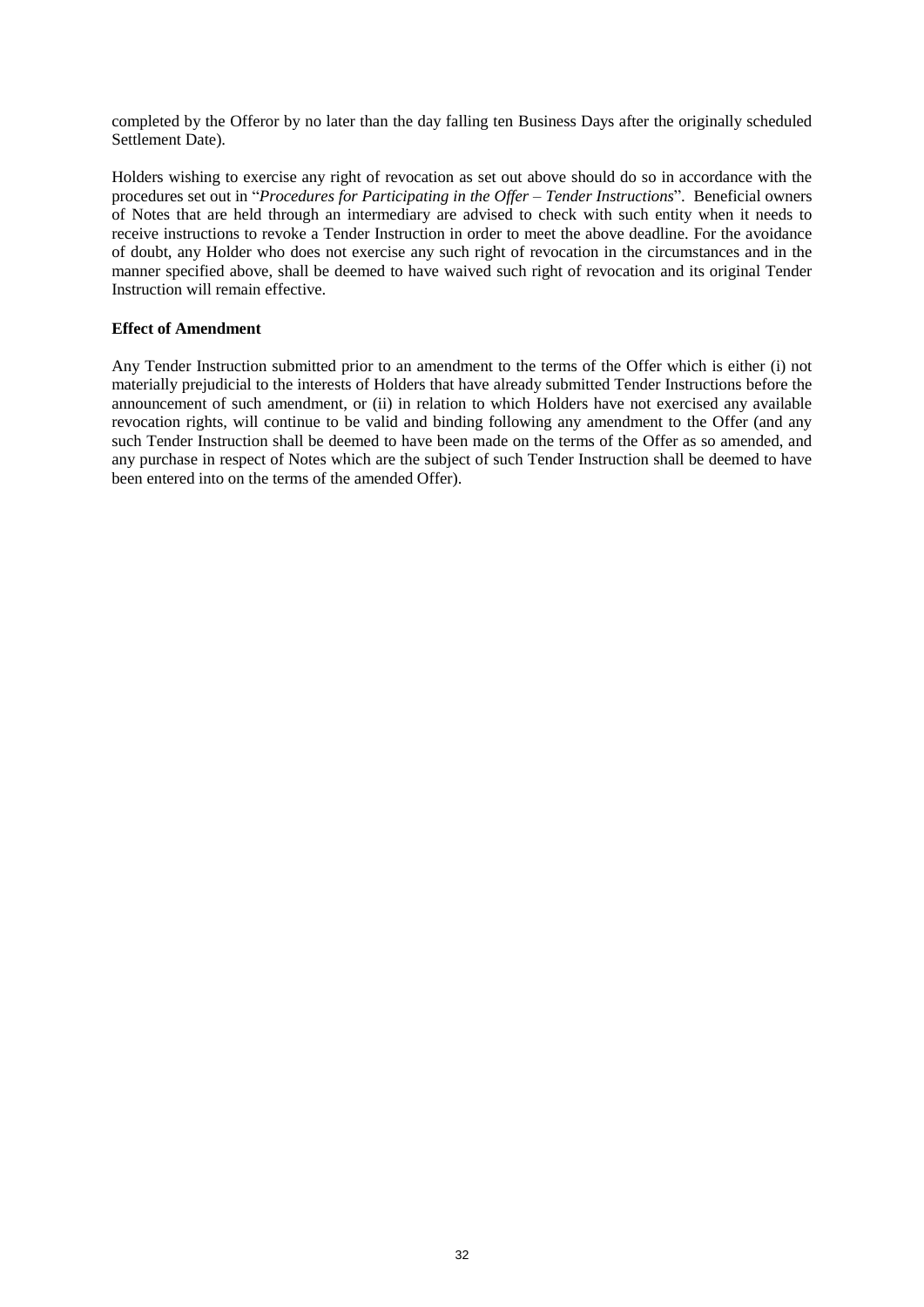completed by the Offeror by no later than the day falling ten Business Days after the originally scheduled Settlement Date).

Holders wishing to exercise any right of revocation as set out above should do so in accordance with the procedures set out in "*Procedures for Participating in the Offer – Tender Instructions*". Beneficial owners of Notes that are held through an intermediary are advised to check with such entity when it needs to receive instructions to revoke a Tender Instruction in order to meet the above deadline. For the avoidance of doubt, any Holder who does not exercise any such right of revocation in the circumstances and in the manner specified above, shall be deemed to have waived such right of revocation and its original Tender Instruction will remain effective.

**Effect of Amendment**

Any Tender Instruction submitted prior to an amendment to the terms of the Offer which is either (i) not materially prejudicial to the interests of Holders that have already submitted Tender Instructions before the announcement of such amendment, or (ii) in relation to which Holders have not exercised any available revocation rights, will continue to be valid and binding following any amendment to the Offer (and any such Tender Instruction shall be deemed to have been made on the terms of the Offer as so amended, and any purchase in respect of Notes which are the subject of such Tender Instruction shall be deemed to have been entered into on the terms of the amended Offer).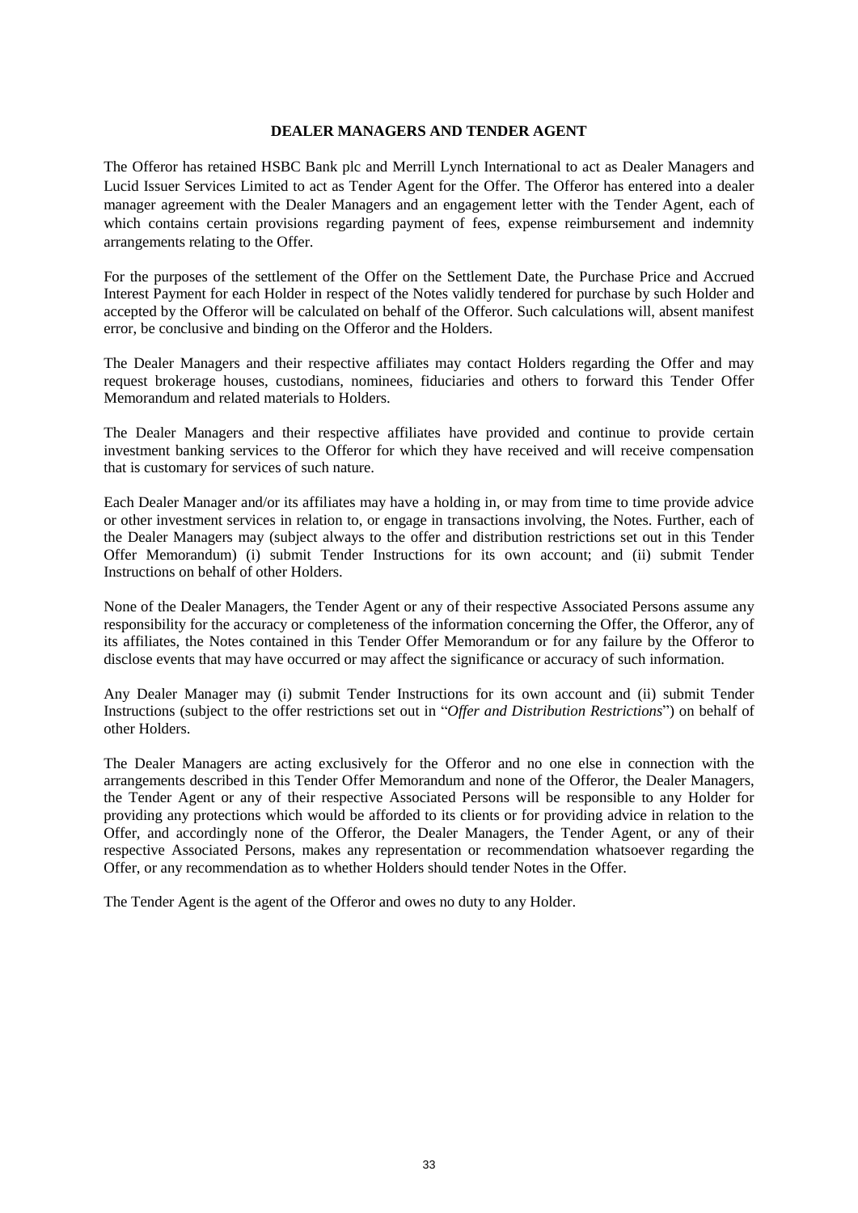## DEALER MANAGERS AND TENDER AGENT

The Offeror has retained HSBC Bank plc and Merrill Lynch International to act as Dealer Managers and Lucid Issuer Services Limited to act as Tender Agent for the Offer. The Offeror has entered into a dealer manager agreement with the Dealer Managers and an engagement letter with the Tender Agent, each of which contains certain provisions regarding payment of fees, expense reimbursement and indemnity arrangements relating to the Offer.

For the purposes of the settlement of the Offer on the Settlement Date, the Purchase Price and Accrued Interest Payment for each Holder in respect of the Notes validly tendered for purchase by such Holder and accepted by the Offeror will be calculated on behalf of the Offeror. Such calculations will, absent manifest error, be conclusive and binding on the Offeror and the Holders.

The Dealer Managers and their respective affiliates may contact Holders regarding the Offer and may request brokerage houses, custodians, nominees, fiduciaries and others to forward this Tender Offer Memorandum and related materials to Holders.

The Dealer Managers and their respective affiliates have provided and continue to provide certain investment banking services to the Offeror for which they have received and will receive compensation that is customary for services of such nature.

Each Dealer Manager and/or its affiliates may have a holding in, or may from time to time provide advice or other investment services in relation to, or engage in transactions involving, the Notes. Further, each of the Dealer Managers may (subject always to the offer and distribution restrictions set out in this Tender Offer Memorandum) (i) submit Tender Instructions for its own account; and (ii) submit Tender Instructions on behalf of other Holders.

None of the Dealer Managers, the Tender Agent or any of their respective Associated Persons assume any responsibility for the accuracy or completeness of the information concerning the Offer, the Offeror, any of its affiliates, the Notes contained in this Tender Offer Memorandum or for any failure by the Offeror to disclose events that may have occurred or may affect the significance or accuracy of such information.

Any Dealer Manager may (i) submit Tender Instructions for its own account and (ii) submit Tender Instructions (subject to the offer restrictions set out in "*Offer and Distribution Restrictions*") on behalf of other Holders.

The Dealer Managers are acting exclusively for the Offeror and no one else in connection with the arrangements described in this Tender Offer Memorandum and none of the Offeror, the Dealer Managers, the Tender Agent or any of their respective Associated Persons will be responsible to any Holder for providing any protections which would be afforded to its clients or for providing advice in relation to the Offer, and accordingly none of the Offeror, the Dealer Managers, the Tender Agent, or any of their respective Associated Persons, makes any representation or recommendation whatsoever regarding the Offer, or any recommendation as to whether Holders should tender Notes in the Offer.

The Tender Agent is the agent of the Offeror and owes no duty to any Holder.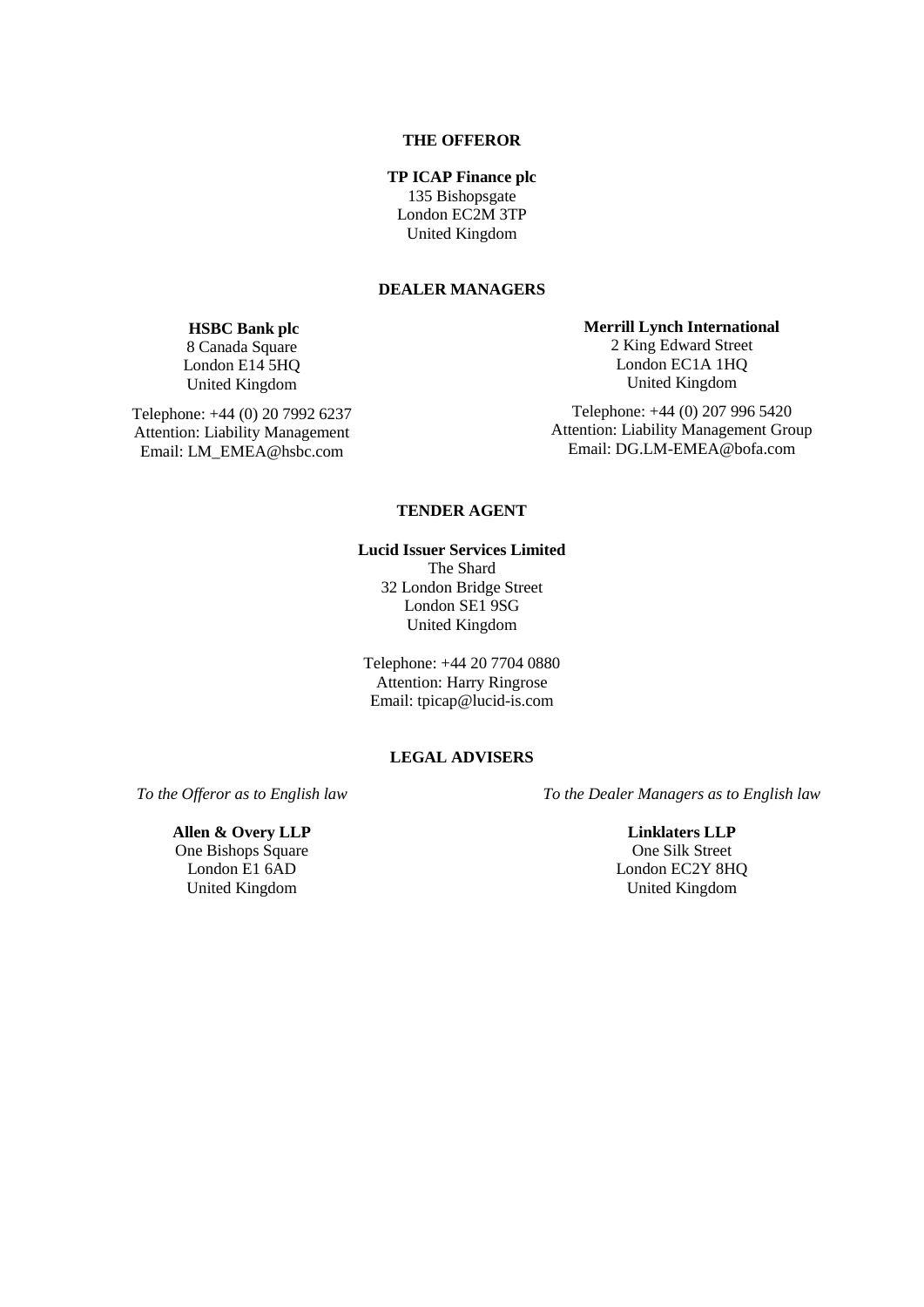**THE OFFEROR**

**TP ICAP Finance plc**
135 Bishopsgate
London EC2M 3TP
United Kingdom

**DEALER MANAGERS**

**HSBC Bank plc**
8 Canada Square
London E14 5HQ
United Kingdom

Telephone: +44 (0) 20 7992 6237
Attention: Liability Management
Email: LM_EMEA@hsbc.com

**Merrill Lynch International**
2 King Edward Street
London EC1A 1HQ
United Kingdom

Telephone: +44 (0) 207 996 5420
Attention: Liability Management Group
Email: DG.LM-EMEA@bofa.com

**TENDER AGENT**

**Lucid Issuer Services Limited**
The Shard
32 London Bridge Street
London SE1 9SG
United Kingdom

Telephone: +44 20 7704 0880
Attention: Harry Ringrose
Email: tpicap@lucid-is.com

**LEGAL ADVISERS**

*To the Offeror as to English law*

**Allen & Overy LLP**
One Bishops Square
London E1 6AD
United Kingdom

*To the Dealer Managers as to English law*

**Linklaters LLP**
One Silk Street
London EC2Y 8HQ
United Kingdom